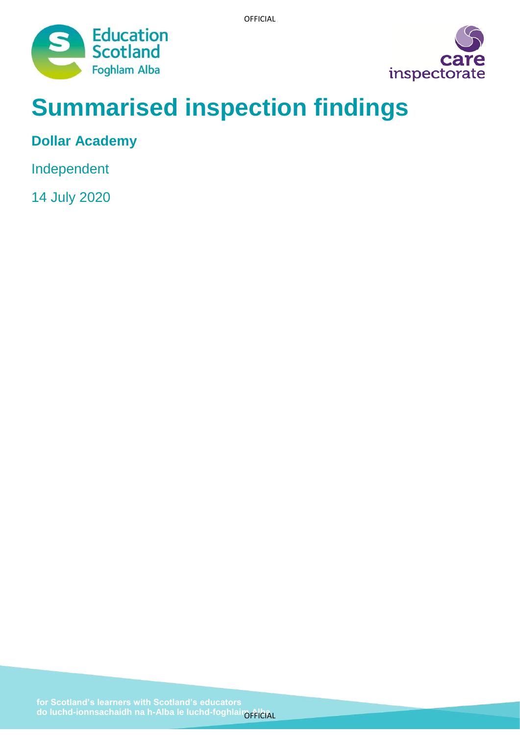# Summarised inspection findings

## Dollar Academy

Independent

14 July 2020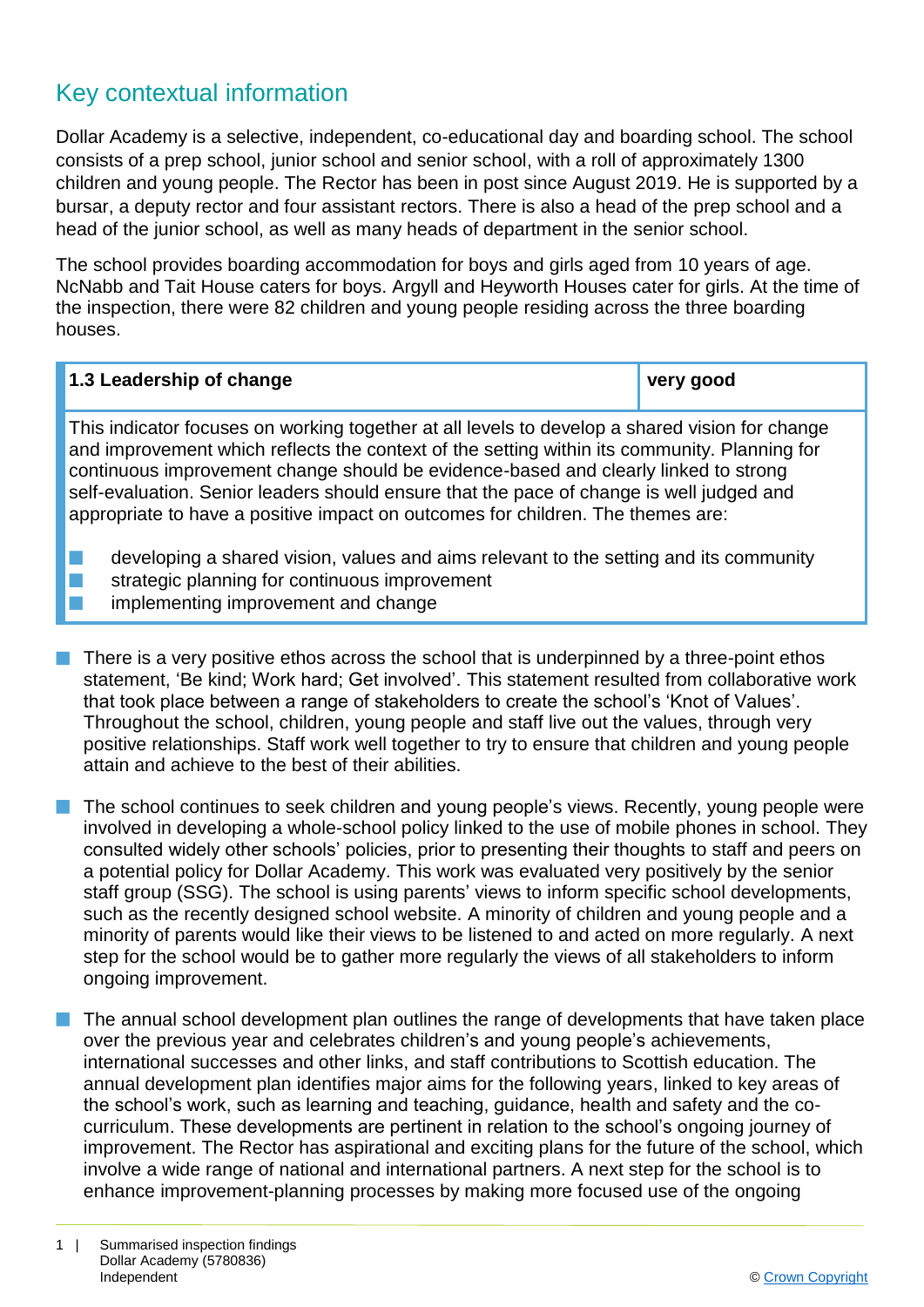## Key contextual information

Dollar Academy is a selective, independent, co-educational day and boarding school. The school consists of a prep school, junior school and senior school, with a roll of approximately 1300 children and young people. The Rector has been in post since August 2019. He is supported by a bursar, a deputy rector and four assistant rectors. There is also a head of the prep school and a head of the junior school, as well as many heads of department in the senior school.

The school provides boarding accommodation for boys and girls aged from 10 years of age. NcNabb and Tait House caters for boys. Argyll and Heyworth Houses cater for girls. At the time of the inspection, there were 82 children and young people residing across the three boarding houses.

| **1.3 Leadership of change** | **very good** |
|---|---|

This indicator focuses on working together at all levels to develop a shared vision for change and improvement which reflects the context of the setting within its community. Planning for continuous improvement change should be evidence-based and clearly linked to strong self-evaluation. Senior leaders should ensure that the pace of change is well judged and appropriate to have a positive impact on outcomes for children. The themes are:

- developing a shared vision, values and aims relevant to the setting and its community
- strategic planning for continuous improvement
- implementing improvement and change

- There is a very positive ethos across the school that is underpinned by a three-point ethos statement, 'Be kind; Work hard; Get involved'. This statement resulted from collaborative work that took place between a range of stakeholders to create the school's 'Knot of Values'. Throughout the school, children, young people and staff live out the values, through very positive relationships. Staff work well together to try to ensure that children and young people attain and achieve to the best of their abilities.

- The school continues to seek children and young people's views. Recently, young people were involved in developing a whole-school policy linked to the use of mobile phones in school. They consulted widely other schools' policies, prior to presenting their thoughts to staff and peers on a potential policy for Dollar Academy. This work was evaluated very positively by the senior staff group (SSG). The school is using parents' views to inform specific school developments, such as the recently designed school website. A minority of children and young people and a minority of parents would like their views to be listened to and acted on more regularly. A next step for the school would be to gather more regularly the views of all stakeholders to inform ongoing improvement.

- The annual school development plan outlines the range of developments that have taken place over the previous year and celebrates children's and young people's achievements, international successes and other links, and staff contributions to Scottish education. The annual development plan identifies major aims for the following years, linked to key areas of the school's work, such as learning and teaching, guidance, health and safety and the co-curriculum. These developments are pertinent in relation to the school's ongoing journey of improvement. The Rector has aspirational and exciting plans for the future of the school, which involve a wide range of national and international partners. A next step for the school is to enhance improvement-planning processes by making more focused use of the ongoing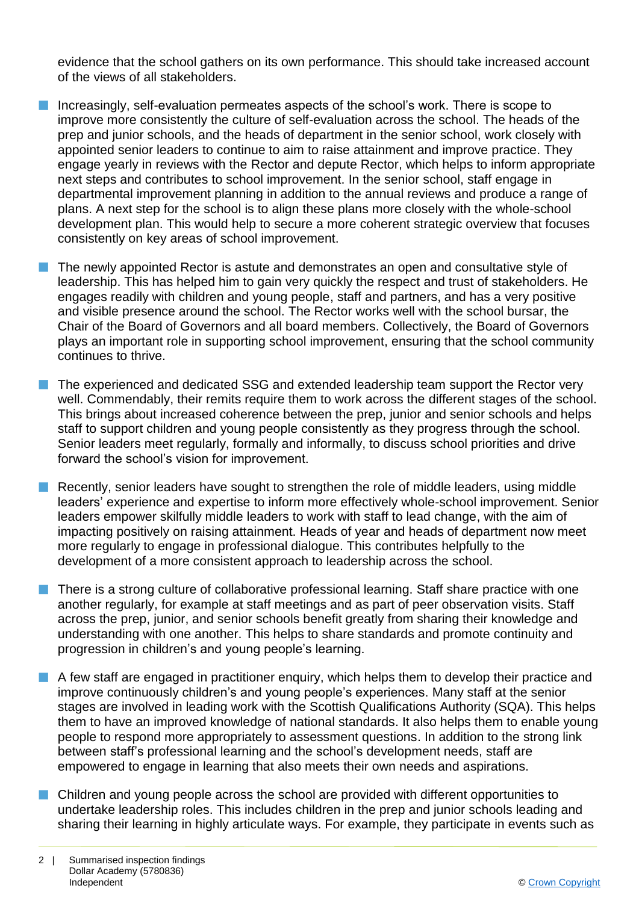evidence that the school gathers on its own performance. This should take increased account of the views of all stakeholders.

- Increasingly, self-evaluation permeates aspects of the school's work. There is scope to improve more consistently the culture of self-evaluation across the school. The heads of the prep and junior schools, and the heads of department in the senior school, work closely with appointed senior leaders to continue to aim to raise attainment and improve practice. They engage yearly in reviews with the Rector and depute Rector, which helps to inform appropriate next steps and contributes to school improvement. In the senior school, staff engage in departmental improvement planning in addition to the annual reviews and produce a range of plans. A next step for the school is to align these plans more closely with the whole-school development plan. This would help to secure a more coherent strategic overview that focuses consistently on key areas of school improvement.

- The newly appointed Rector is astute and demonstrates an open and consultative style of leadership. This has helped him to gain very quickly the respect and trust of stakeholders. He engages readily with children and young people, staff and partners, and has a very positive and visible presence around the school. The Rector works well with the school bursar, the Chair of the Board of Governors and all board members. Collectively, the Board of Governors plays an important role in supporting school improvement, ensuring that the school community continues to thrive.

- The experienced and dedicated SSG and extended leadership team support the Rector very well. Commendably, their remits require them to work across the different stages of the school. This brings about increased coherence between the prep, junior and senior schools and helps staff to support children and young people consistently as they progress through the school. Senior leaders meet regularly, formally and informally, to discuss school priorities and drive forward the school's vision for improvement.

- Recently, senior leaders have sought to strengthen the role of middle leaders, using middle leaders' experience and expertise to inform more effectively whole-school improvement. Senior leaders empower skilfully middle leaders to work with staff to lead change, with the aim of impacting positively on raising attainment. Heads of year and heads of department now meet more regularly to engage in professional dialogue. This contributes helpfully to the development of a more consistent approach to leadership across the school.

- There is a strong culture of collaborative professional learning. Staff share practice with one another regularly, for example at staff meetings and as part of peer observation visits. Staff across the prep, junior, and senior schools benefit greatly from sharing their knowledge and understanding with one another. This helps to share standards and promote continuity and progression in children's and young people's learning.

- A few staff are engaged in practitioner enquiry, which helps them to develop their practice and improve continuously children's and young people's experiences. Many staff at the senior stages are involved in leading work with the Scottish Qualifications Authority (SQA). This helps them to have an improved knowledge of national standards. It also helps them to enable young people to respond more appropriately to assessment questions. In addition to the strong link between staff's professional learning and the school's development needs, staff are empowered to engage in learning that also meets their own needs and aspirations.

- Children and young people across the school are provided with different opportunities to undertake leadership roles. This includes children in the prep and junior schools leading and sharing their learning in highly articulate ways. For example, they participate in events such as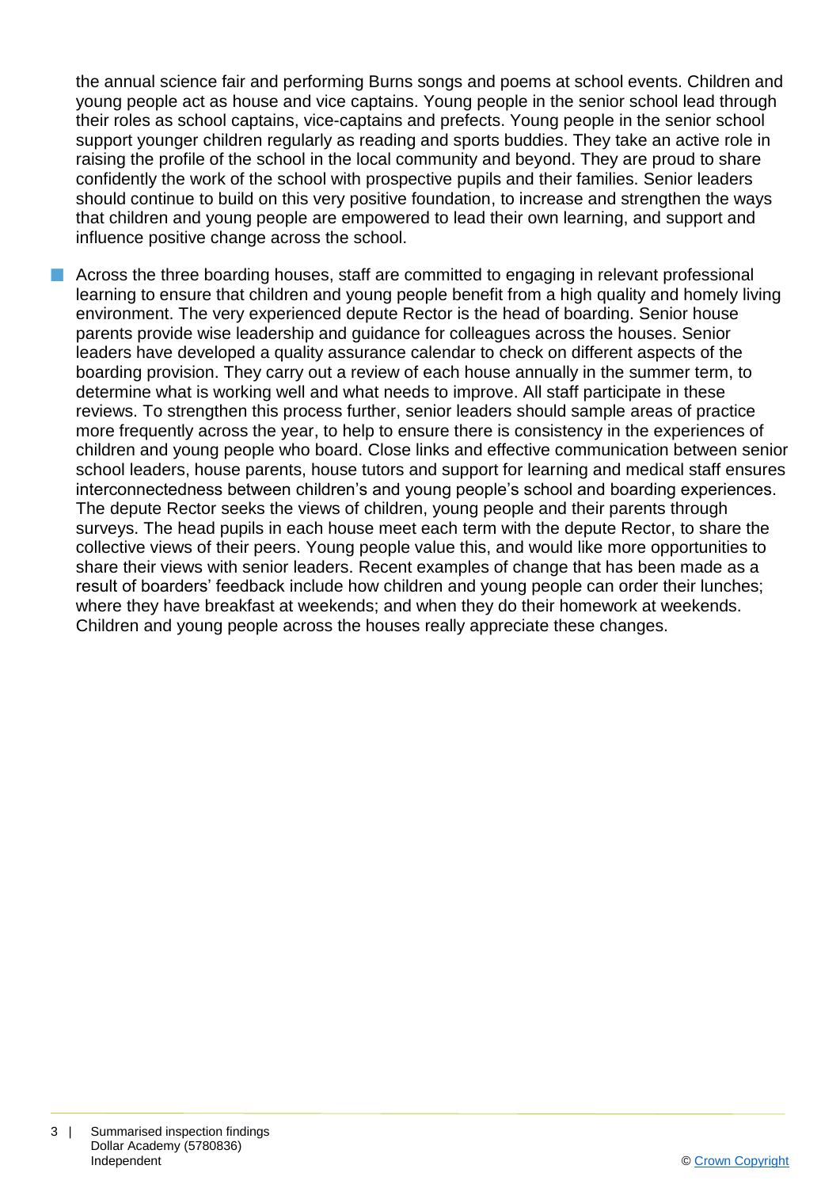the annual science fair and performing Burns songs and poems at school events. Children and young people act as house and vice captains. Young people in the senior school lead through their roles as school captains, vice-captains and prefects. Young people in the senior school support younger children regularly as reading and sports buddies. They take an active role in raising the profile of the school in the local community and beyond. They are proud to share confidently the work of the school with prospective pupils and their families. Senior leaders should continue to build on this very positive foundation, to increase and strengthen the ways that children and young people are empowered to lead their own learning, and support and influence positive change across the school.

- Across the three boarding houses, staff are committed to engaging in relevant professional learning to ensure that children and young people benefit from a high quality and homely living environment. The very experienced depute Rector is the head of boarding. Senior house parents provide wise leadership and guidance for colleagues across the houses. Senior leaders have developed a quality assurance calendar to check on different aspects of the boarding provision. They carry out a review of each house annually in the summer term, to determine what is working well and what needs to improve. All staff participate in these reviews. To strengthen this process further, senior leaders should sample areas of practice more frequently across the year, to help to ensure there is consistency in the experiences of children and young people who board. Close links and effective communication between senior school leaders, house parents, house tutors and support for learning and medical staff ensures interconnectedness between children's and young people's school and boarding experiences. The depute Rector seeks the views of children, young people and their parents through surveys. The head pupils in each house meet each term with the depute Rector, to share the collective views of their peers. Young people value this, and would like more opportunities to share their views with senior leaders. Recent examples of change that has been made as a result of boarders' feedback include how children and young people can order their lunches; where they have breakfast at weekends; and when they do their homework at weekends. Children and young people across the houses really appreciate these changes.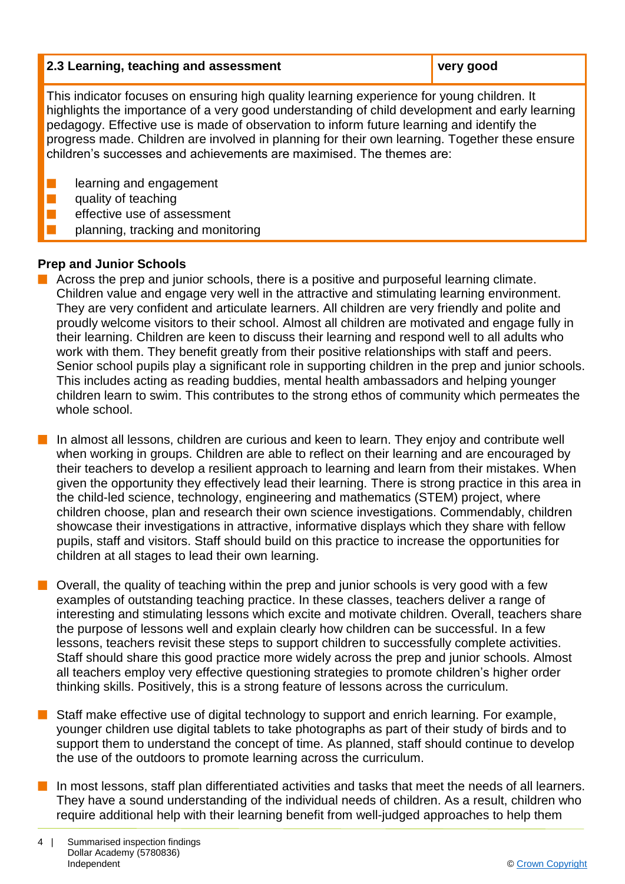| 2.3 Learning, teaching and assessment | very good |
|---|---|

This indicator focuses on ensuring high quality learning experience for young children. It highlights the importance of a very good understanding of child development and early learning pedagogy. Effective use is made of observation to inform future learning and identify the progress made. Children are involved in planning for their own learning. Together these ensure children's successes and achievements are maximised. The themes are:

- learning and engagement
- quality of teaching
- effective use of assessment
- planning, tracking and monitoring

**Prep and Junior Schools**

- Across the prep and junior schools, there is a positive and purposeful learning climate. Children value and engage very well in the attractive and stimulating learning environment. They are very confident and articulate learners. All children are very friendly and polite and proudly welcome visitors to their school. Almost all children are motivated and engage fully in their learning. Children are keen to discuss their learning and respond well to all adults who work with them. They benefit greatly from their positive relationships with staff and peers. Senior school pupils play a significant role in supporting children in the prep and junior schools. This includes acting as reading buddies, mental health ambassadors and helping younger children learn to swim. This contributes to the strong ethos of community which permeates the whole school.

- In almost all lessons, children are curious and keen to learn. They enjoy and contribute well when working in groups. Children are able to reflect on their learning and are encouraged by their teachers to develop a resilient approach to learning and learn from their mistakes. When given the opportunity they effectively lead their learning. There is strong practice in this area in the child-led science, technology, engineering and mathematics (STEM) project, where children choose, plan and research their own science investigations. Commendably, children showcase their investigations in attractive, informative displays which they share with fellow pupils, staff and visitors. Staff should build on this practice to increase the opportunities for children at all stages to lead their own learning.

- Overall, the quality of teaching within the prep and junior schools is very good with a few examples of outstanding teaching practice. In these classes, teachers deliver a range of interesting and stimulating lessons which excite and motivate children. Overall, teachers share the purpose of lessons well and explain clearly how children can be successful. In a few lessons, teachers revisit these steps to support children to successfully complete activities. Staff should share this good practice more widely across the prep and junior schools. Almost all teachers employ very effective questioning strategies to promote children's higher order thinking skills. Positively, this is a strong feature of lessons across the curriculum.

- Staff make effective use of digital technology to support and enrich learning. For example, younger children use digital tablets to take photographs as part of their study of birds and to support them to understand the concept of time. As planned, staff should continue to develop the use of the outdoors to promote learning across the curriculum.

- In most lessons, staff plan differentiated activities and tasks that meet the needs of all learners. They have a sound understanding of the individual needs of children. As a result, children who require additional help with their learning benefit from well-judged approaches to help them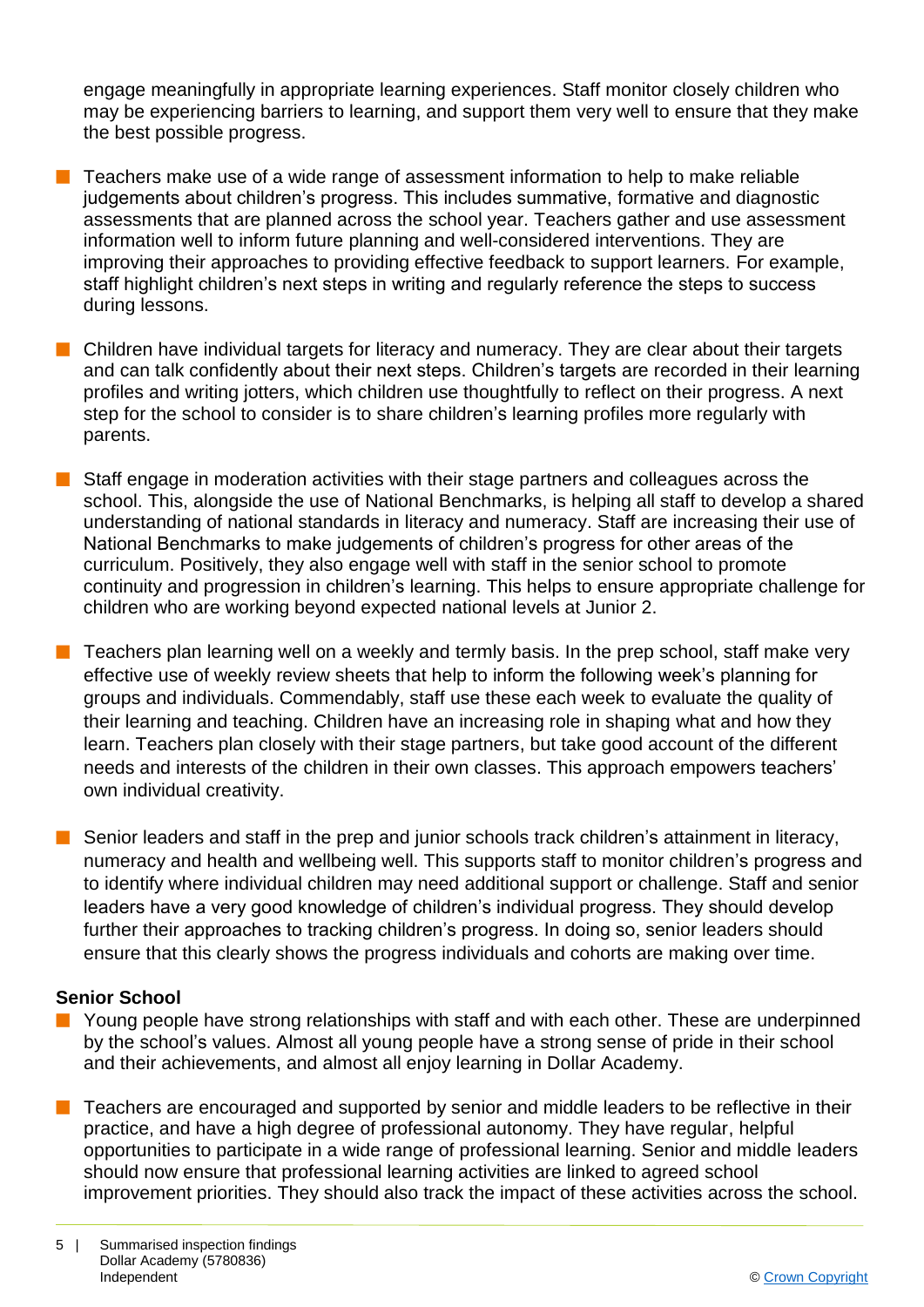engage meaningfully in appropriate learning experiences. Staff monitor closely children who may be experiencing barriers to learning, and support them very well to ensure that they make the best possible progress.

- Teachers make use of a wide range of assessment information to help to make reliable judgements about children's progress. This includes summative, formative and diagnostic assessments that are planned across the school year. Teachers gather and use assessment information well to inform future planning and well-considered interventions. They are improving their approaches to providing effective feedback to support learners. For example, staff highlight children's next steps in writing and regularly reference the steps to success during lessons.

- Children have individual targets for literacy and numeracy. They are clear about their targets and can talk confidently about their next steps. Children's targets are recorded in their learning profiles and writing jotters, which children use thoughtfully to reflect on their progress. A next step for the school to consider is to share children's learning profiles more regularly with parents.

- Staff engage in moderation activities with their stage partners and colleagues across the school. This, alongside the use of National Benchmarks, is helping all staff to develop a shared understanding of national standards in literacy and numeracy. Staff are increasing their use of National Benchmarks to make judgements of children's progress for other areas of the curriculum. Positively, they also engage well with staff in the senior school to promote continuity and progression in children's learning. This helps to ensure appropriate challenge for children who are working beyond expected national levels at Junior 2.

- Teachers plan learning well on a weekly and termly basis. In the prep school, staff make very effective use of weekly review sheets that help to inform the following week's planning for groups and individuals. Commendably, staff use these each week to evaluate the quality of their learning and teaching. Children have an increasing role in shaping what and how they learn. Teachers plan closely with their stage partners, but take good account of the different needs and interests of the children in their own classes. This approach empowers teachers' own individual creativity.

- Senior leaders and staff in the prep and junior schools track children's attainment in literacy, numeracy and health and wellbeing well. This supports staff to monitor children's progress and to identify where individual children may need additional support or challenge. Staff and senior leaders have a very good knowledge of children's individual progress. They should develop further their approaches to tracking children's progress. In doing so, senior leaders should ensure that this clearly shows the progress individuals and cohorts are making over time.

**Senior School**

- Young people have strong relationships with staff and with each other. These are underpinned by the school's values. Almost all young people have a strong sense of pride in their school and their achievements, and almost all enjoy learning in Dollar Academy.

- Teachers are encouraged and supported by senior and middle leaders to be reflective in their practice, and have a high degree of professional autonomy. They have regular, helpful opportunities to participate in a wide range of professional learning. Senior and middle leaders should now ensure that professional learning activities are linked to agreed school improvement priorities. They should also track the impact of these activities across the school.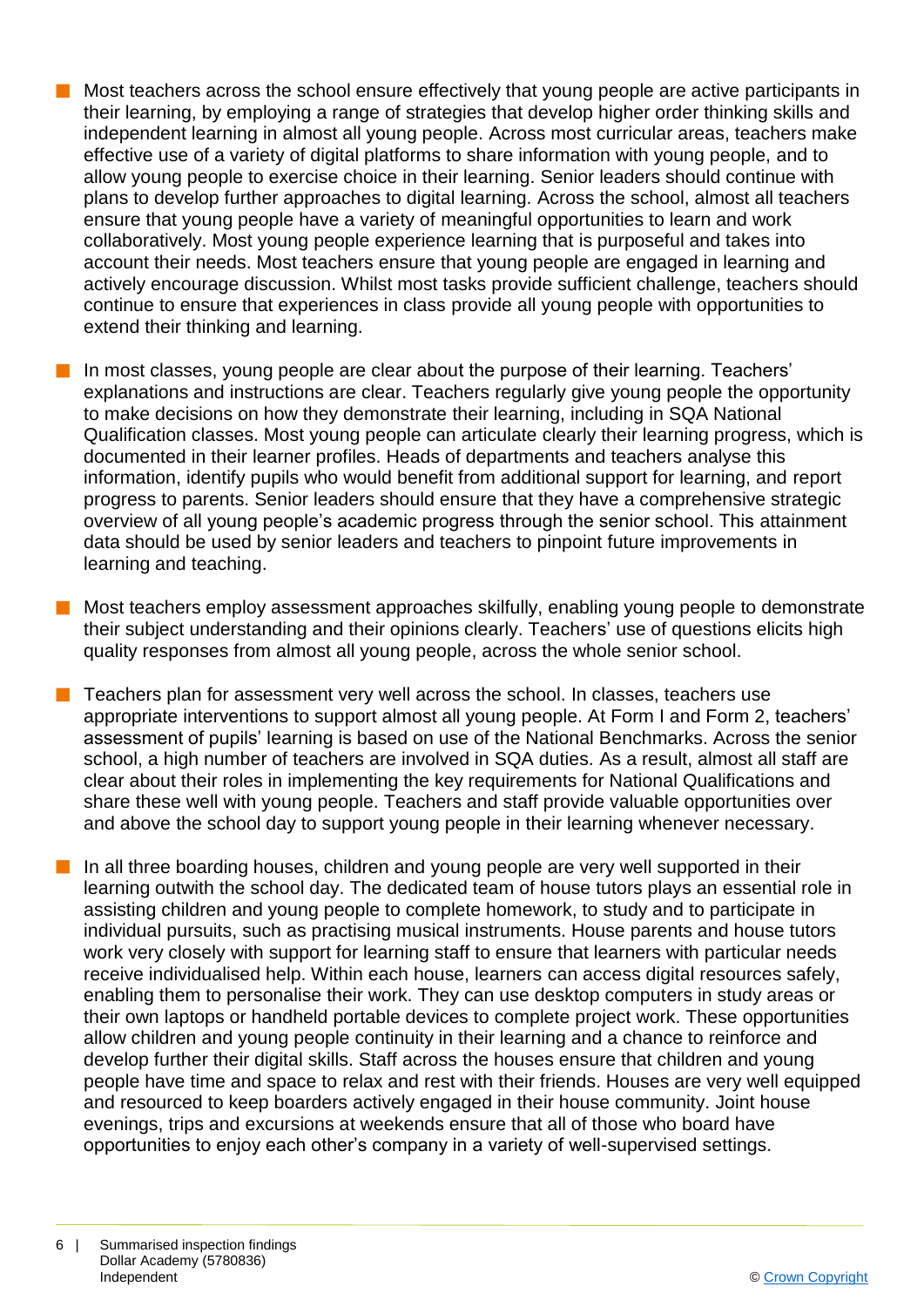- Most teachers across the school ensure effectively that young people are active participants in their learning, by employing a range of strategies that develop higher order thinking skills and independent learning in almost all young people. Across most curricular areas, teachers make effective use of a variety of digital platforms to share information with young people, and to allow young people to exercise choice in their learning. Senior leaders should continue with plans to develop further approaches to digital learning. Across the school, almost all teachers ensure that young people have a variety of meaningful opportunities to learn and work collaboratively. Most young people experience learning that is purposeful and takes into account their needs. Most teachers ensure that young people are engaged in learning and actively encourage discussion. Whilst most tasks provide sufficient challenge, teachers should continue to ensure that experiences in class provide all young people with opportunities to extend their thinking and learning.

- In most classes, young people are clear about the purpose of their learning. Teachers' explanations and instructions are clear. Teachers regularly give young people the opportunity to make decisions on how they demonstrate their learning, including in SQA National Qualification classes. Most young people can articulate clearly their learning progress, which is documented in their learner profiles. Heads of departments and teachers analyse this information, identify pupils who would benefit from additional support for learning, and report progress to parents. Senior leaders should ensure that they have a comprehensive strategic overview of all young people's academic progress through the senior school. This attainment data should be used by senior leaders and teachers to pinpoint future improvements in learning and teaching.

- Most teachers employ assessment approaches skilfully, enabling young people to demonstrate their subject understanding and their opinions clearly. Teachers' use of questions elicits high quality responses from almost all young people, across the whole senior school.

- Teachers plan for assessment very well across the school. In classes, teachers use appropriate interventions to support almost all young people. At Form I and Form 2, teachers' assessment of pupils' learning is based on use of the National Benchmarks. Across the senior school, a high number of teachers are involved in SQA duties. As a result, almost all staff are clear about their roles in implementing the key requirements for National Qualifications and share these well with young people. Teachers and staff provide valuable opportunities over and above the school day to support young people in their learning whenever necessary.

- In all three boarding houses, children and young people are very well supported in their learning outwith the school day. The dedicated team of house tutors plays an essential role in assisting children and young people to complete homework, to study and to participate in individual pursuits, such as practising musical instruments. House parents and house tutors work very closely with support for learning staff to ensure that learners with particular needs receive individualised help. Within each house, learners can access digital resources safely, enabling them to personalise their work. They can use desktop computers in study areas or their own laptops or handheld portable devices to complete project work. These opportunities allow children and young people continuity in their learning and a chance to reinforce and develop further their digital skills. Staff across the houses ensure that children and young people have time and space to relax and rest with their friends. Houses are very well equipped and resourced to keep boarders actively engaged in their house community. Joint house evenings, trips and excursions at weekends ensure that all of those who board have opportunities to enjoy each other's company in a variety of well-supervised settings.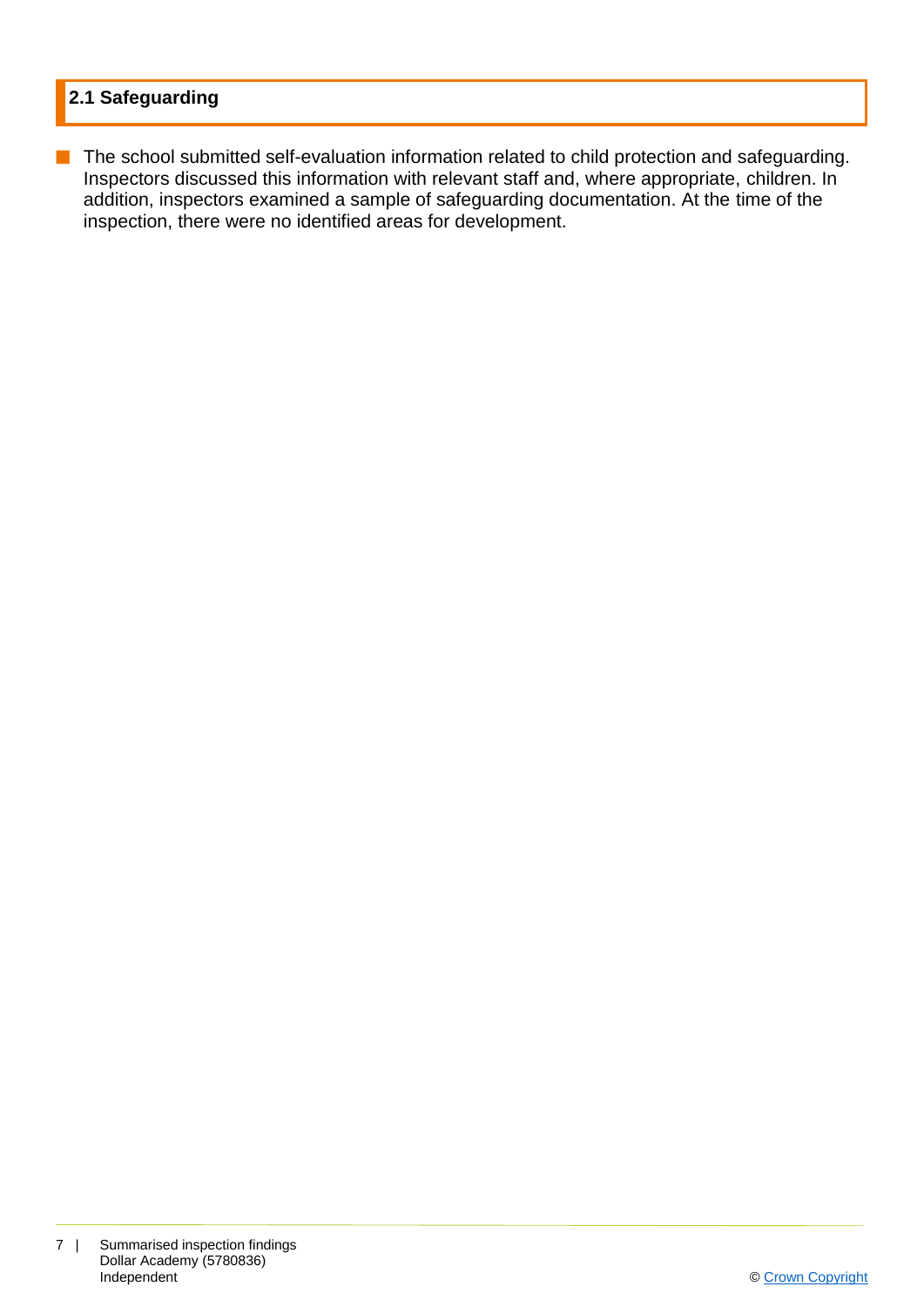## 2.1 Safeguarding

- The school submitted self-evaluation information related to child protection and safeguarding. Inspectors discussed this information with relevant staff and, where appropriate, children. In addition, inspectors examined a sample of safeguarding documentation. At the time of the inspection, there were no identified areas for development.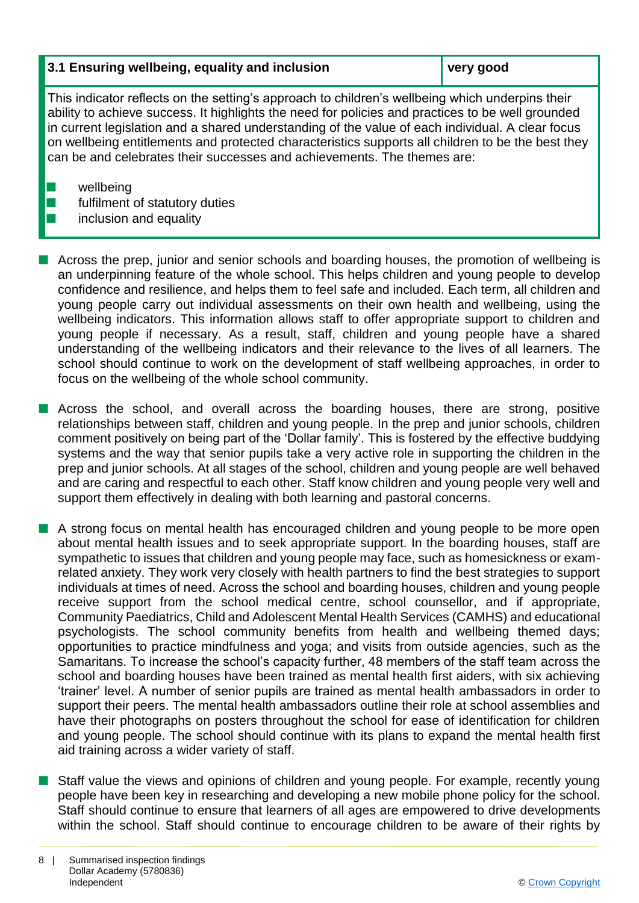| 3.1 Ensuring wellbeing, equality and inclusion | very good |
|---|---|

This indicator reflects on the setting's approach to children's wellbeing which underpins their ability to achieve success. It highlights the need for policies and practices to be well grounded in current legislation and a shared understanding of the value of each individual. A clear focus on wellbeing entitlements and protected characteristics supports all children to be the best they can be and celebrates their successes and achievements. The themes are:

- wellbeing
- fulfilment of statutory duties
- inclusion and equality

- Across the prep, junior and senior schools and boarding houses, the promotion of wellbeing is an underpinning feature of the whole school. This helps children and young people to develop confidence and resilience, and helps them to feel safe and included. Each term, all children and young people carry out individual assessments on their own health and wellbeing, using the wellbeing indicators. This information allows staff to offer appropriate support to children and young people if necessary. As a result, staff, children and young people have a shared understanding of the wellbeing indicators and their relevance to the lives of all learners. The school should continue to work on the development of staff wellbeing approaches, in order to focus on the wellbeing of the whole school community.

- Across the school, and overall across the boarding houses, there are strong, positive relationships between staff, children and young people. In the prep and junior schools, children comment positively on being part of the 'Dollar family'. This is fostered by the effective buddying systems and the way that senior pupils take a very active role in supporting the children in the prep and junior schools. At all stages of the school, children and young people are well behaved and are caring and respectful to each other. Staff know children and young people very well and support them effectively in dealing with both learning and pastoral concerns.

- A strong focus on mental health has encouraged children and young people to be more open about mental health issues and to seek appropriate support. In the boarding houses, staff are sympathetic to issues that children and young people may face, such as homesickness or exam-related anxiety. They work very closely with health partners to find the best strategies to support individuals at times of need. Across the school and boarding houses, children and young people receive support from the school medical centre, school counsellor, and if appropriate, Community Paediatrics, Child and Adolescent Mental Health Services (CAMHS) and educational psychologists. The school community benefits from health and wellbeing themed days; opportunities to practice mindfulness and yoga; and visits from outside agencies, such as the Samaritans. To increase the school's capacity further, 48 members of the staff team across the school and boarding houses have been trained as mental health first aiders, with six achieving 'trainer' level. A number of senior pupils are trained as mental health ambassadors in order to support their peers. The mental health ambassadors outline their role at school assemblies and have their photographs on posters throughout the school for ease of identification for children and young people. The school should continue with its plans to expand the mental health first aid training across a wider variety of staff.

- Staff value the views and opinions of children and young people. For example, recently young people have been key in researching and developing a new mobile phone policy for the school. Staff should continue to ensure that learners of all ages are empowered to drive developments within the school. Staff should continue to encourage children to be aware of their rights by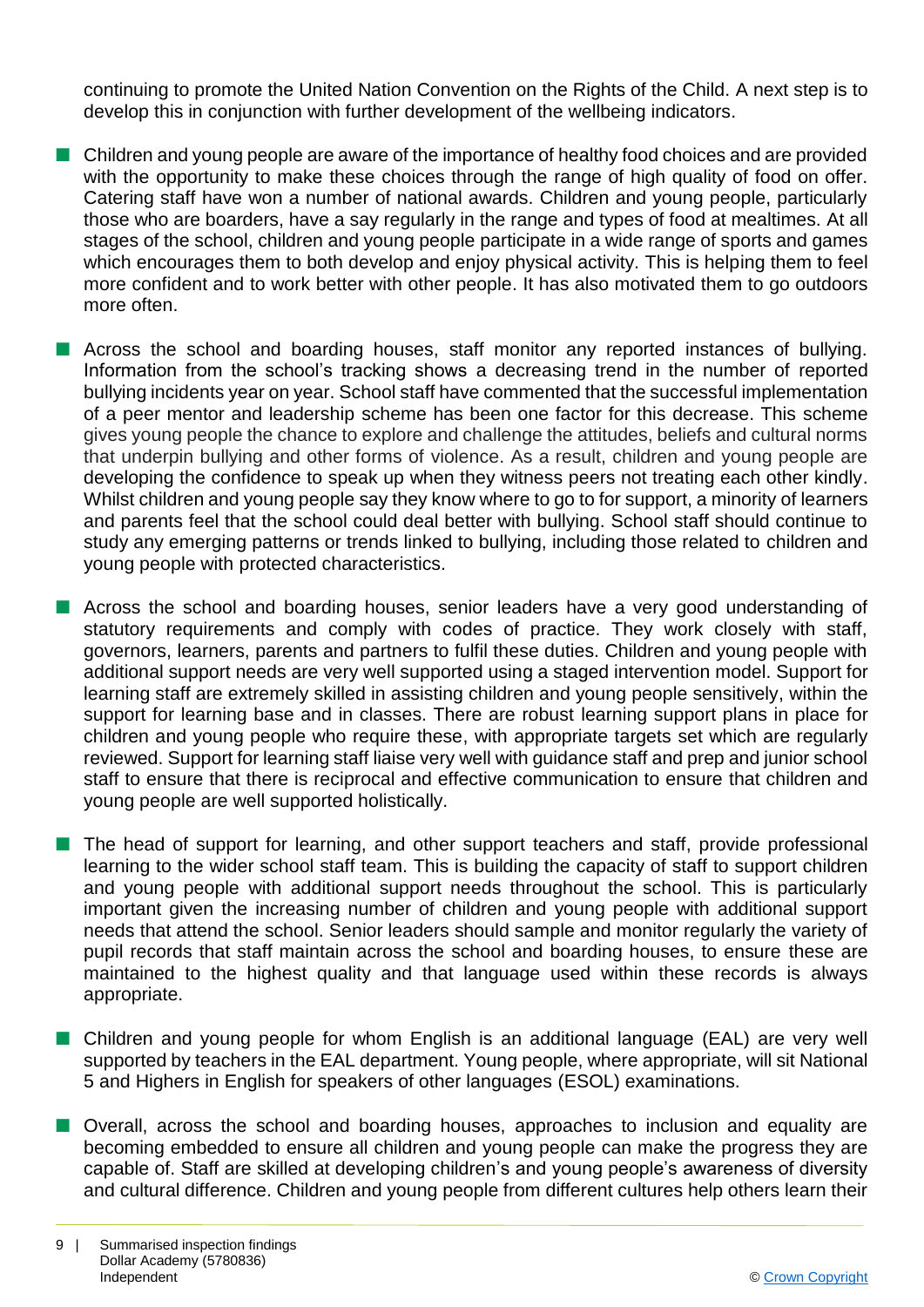continuing to promote the United Nation Convention on the Rights of the Child. A next step is to develop this in conjunction with further development of the wellbeing indicators.

- Children and young people are aware of the importance of healthy food choices and are provided with the opportunity to make these choices through the range of high quality of food on offer. Catering staff have won a number of national awards. Children and young people, particularly those who are boarders, have a say regularly in the range and types of food at mealtimes. At all stages of the school, children and young people participate in a wide range of sports and games which encourages them to both develop and enjoy physical activity. This is helping them to feel more confident and to work better with other people. It has also motivated them to go outdoors more often.

- Across the school and boarding houses, staff monitor any reported instances of bullying. Information from the school's tracking shows a decreasing trend in the number of reported bullying incidents year on year. School staff have commented that the successful implementation of a peer mentor and leadership scheme has been one factor for this decrease. This scheme gives young people the chance to explore and challenge the attitudes, beliefs and cultural norms that underpin bullying and other forms of violence. As a result, children and young people are developing the confidence to speak up when they witness peers not treating each other kindly. Whilst children and young people say they know where to go to for support, a minority of learners and parents feel that the school could deal better with bullying. School staff should continue to study any emerging patterns or trends linked to bullying, including those related to children and young people with protected characteristics.

- Across the school and boarding houses, senior leaders have a very good understanding of statutory requirements and comply with codes of practice. They work closely with staff, governors, learners, parents and partners to fulfil these duties. Children and young people with additional support needs are very well supported using a staged intervention model. Support for learning staff are extremely skilled in assisting children and young people sensitively, within the support for learning base and in classes. There are robust learning support plans in place for children and young people who require these, with appropriate targets set which are regularly reviewed. Support for learning staff liaise very well with guidance staff and prep and junior school staff to ensure that there is reciprocal and effective communication to ensure that children and young people are well supported holistically.

- The head of support for learning, and other support teachers and staff, provide professional learning to the wider school staff team. This is building the capacity of staff to support children and young people with additional support needs throughout the school. This is particularly important given the increasing number of children and young people with additional support needs that attend the school. Senior leaders should sample and monitor regularly the variety of pupil records that staff maintain across the school and boarding houses, to ensure these are maintained to the highest quality and that language used within these records is always appropriate.

- Children and young people for whom English is an additional language (EAL) are very well supported by teachers in the EAL department. Young people, where appropriate, will sit National 5 and Highers in English for speakers of other languages (ESOL) examinations.

- Overall, across the school and boarding houses, approaches to inclusion and equality are becoming embedded to ensure all children and young people can make the progress they are capable of. Staff are skilled at developing children's and young people's awareness of diversity and cultural difference. Children and young people from different cultures help others learn their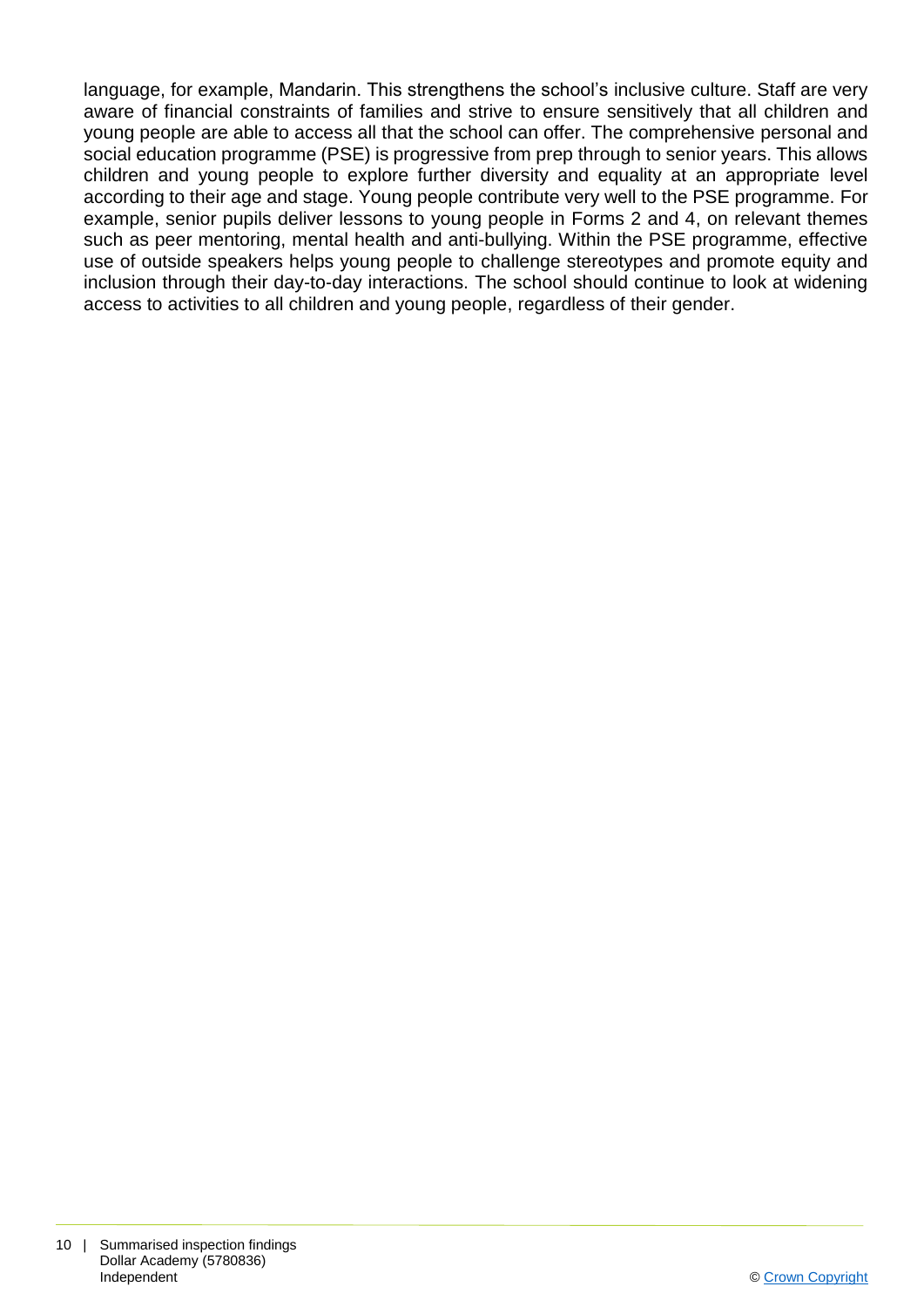language, for example, Mandarin. This strengthens the school's inclusive culture. Staff are very aware of financial constraints of families and strive to ensure sensitively that all children and young people are able to access all that the school can offer. The comprehensive personal and social education programme (PSE) is progressive from prep through to senior years. This allows children and young people to explore further diversity and equality at an appropriate level according to their age and stage. Young people contribute very well to the PSE programme. For example, senior pupils deliver lessons to young people in Forms 2 and 4, on relevant themes such as peer mentoring, mental health and anti-bullying. Within the PSE programme, effective use of outside speakers helps young people to challenge stereotypes and promote equity and inclusion through their day-to-day interactions. The school should continue to look at widening access to activities to all children and young people, regardless of their gender.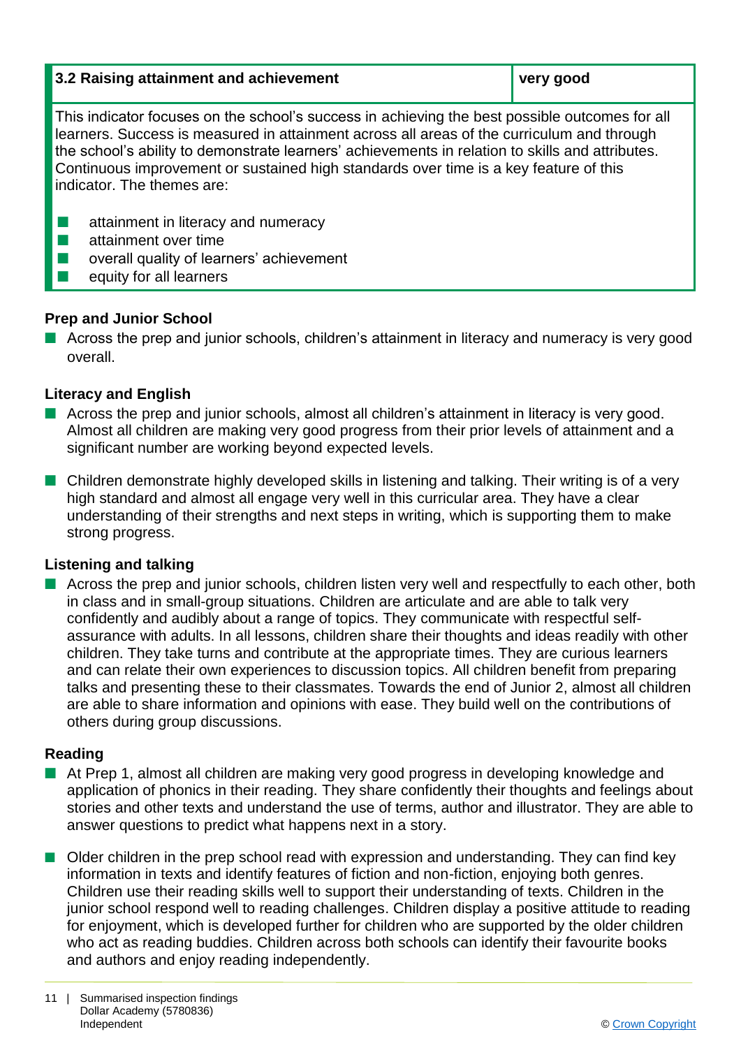| 3.2 Raising attainment and achievement | very good |
| --- | --- |

This indicator focuses on the school's success in achieving the best possible outcomes for all learners. Success is measured in attainment across all areas of the curriculum and through the school's ability to demonstrate learners' achievements in relation to skills and attributes. Continuous improvement or sustained high standards over time is a key feature of this indicator. The themes are:

- attainment in literacy and numeracy
- attainment over time
- overall quality of learners' achievement
- equity for all learners

### Prep and Junior School

- Across the prep and junior schools, children's attainment in literacy and numeracy is very good overall.

### Literacy and English

- Across the prep and junior schools, almost all children's attainment in literacy is very good. Almost all children are making very good progress from their prior levels of attainment and a significant number are working beyond expected levels.
- Children demonstrate highly developed skills in listening and talking. Their writing is of a very high standard and almost all engage very well in this curricular area. They have a clear understanding of their strengths and next steps in writing, which is supporting them to make strong progress.

### Listening and talking

- Across the prep and junior schools, children listen very well and respectfully to each other, both in class and in small-group situations. Children are articulate and are able to talk very confidently and audibly about a range of topics. They communicate with respectful self-assurance with adults. In all lessons, children share their thoughts and ideas readily with other children. They take turns and contribute at the appropriate times. They are curious learners and can relate their own experiences to discussion topics. All children benefit from preparing talks and presenting these to their classmates. Towards the end of Junior 2, almost all children are able to share information and opinions with ease. They build well on the contributions of others during group discussions.

### Reading

- At Prep 1, almost all children are making very good progress in developing knowledge and application of phonics in their reading. They share confidently their thoughts and feelings about stories and other texts and understand the use of terms, author and illustrator. They are able to answer questions to predict what happens next in a story.
- Older children in the prep school read with expression and understanding. They can find key information in texts and identify features of fiction and non-fiction, enjoying both genres. Children use their reading skills well to support their understanding of texts. Children in the junior school respond well to reading challenges. Children display a positive attitude to reading for enjoyment, which is developed further for children who are supported by the older children who act as reading buddies. Children across both schools can identify their favourite books and authors and enjoy reading independently.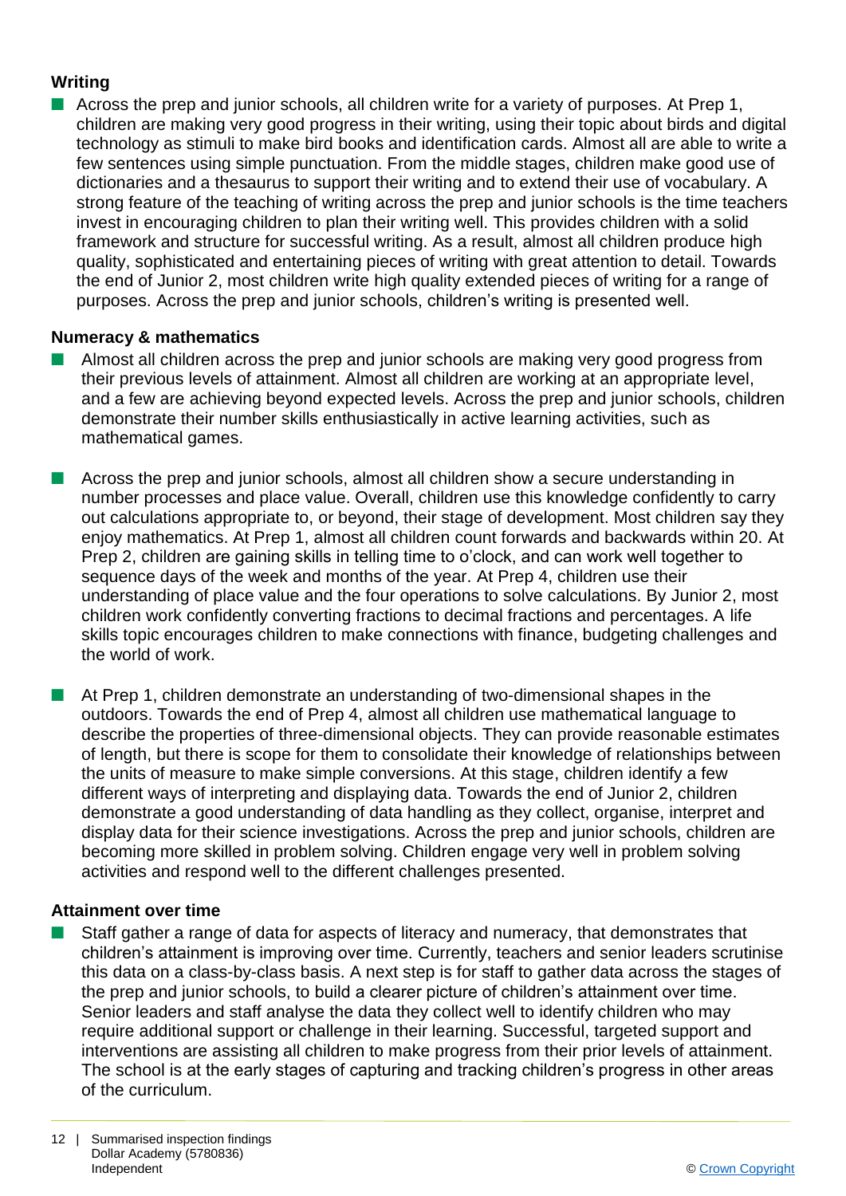### Writing

- Across the prep and junior schools, all children write for a variety of purposes. At Prep 1, children are making very good progress in their writing, using their topic about birds and digital technology as stimuli to make bird books and identification cards. Almost all are able to write a few sentences using simple punctuation. From the middle stages, children make good use of dictionaries and a thesaurus to support their writing and to extend their use of vocabulary. A strong feature of the teaching of writing across the prep and junior schools is the time teachers invest in encouraging children to plan their writing well. This provides children with a solid framework and structure for successful writing. As a result, almost all children produce high quality, sophisticated and entertaining pieces of writing with great attention to detail. Towards the end of Junior 2, most children write high quality extended pieces of writing for a range of purposes. Across the prep and junior schools, children's writing is presented well.

### Numeracy & mathematics

- Almost all children across the prep and junior schools are making very good progress from their previous levels of attainment. Almost all children are working at an appropriate level, and a few are achieving beyond expected levels. Across the prep and junior schools, children demonstrate their number skills enthusiastically in active learning activities, such as mathematical games.

- Across the prep and junior schools, almost all children show a secure understanding in number processes and place value. Overall, children use this knowledge confidently to carry out calculations appropriate to, or beyond, their stage of development. Most children say they enjoy mathematics. At Prep 1, almost all children count forwards and backwards within 20. At Prep 2, children are gaining skills in telling time to o'clock, and can work well together to sequence days of the week and months of the year. At Prep 4, children use their understanding of place value and the four operations to solve calculations. By Junior 2, most children work confidently converting fractions to decimal fractions and percentages. A life skills topic encourages children to make connections with finance, budgeting challenges and the world of work.

- At Prep 1, children demonstrate an understanding of two-dimensional shapes in the outdoors. Towards the end of Prep 4, almost all children use mathematical language to describe the properties of three-dimensional objects. They can provide reasonable estimates of length, but there is scope for them to consolidate their knowledge of relationships between the units of measure to make simple conversions. At this stage, children identify a few different ways of interpreting and displaying data. Towards the end of Junior 2, children demonstrate a good understanding of data handling as they collect, organise, interpret and display data for their science investigations. Across the prep and junior schools, children are becoming more skilled in problem solving. Children engage very well in problem solving activities and respond well to the different challenges presented.

### Attainment over time

- Staff gather a range of data for aspects of literacy and numeracy, that demonstrates that children's attainment is improving over time. Currently, teachers and senior leaders scrutinise this data on a class-by-class basis. A next step is for staff to gather data across the stages of the prep and junior schools, to build a clearer picture of children's attainment over time. Senior leaders and staff analyse the data they collect well to identify children who may require additional support or challenge in their learning. Successful, targeted support and interventions are assisting all children to make progress from their prior levels of attainment. The school is at the early stages of capturing and tracking children's progress in other areas of the curriculum.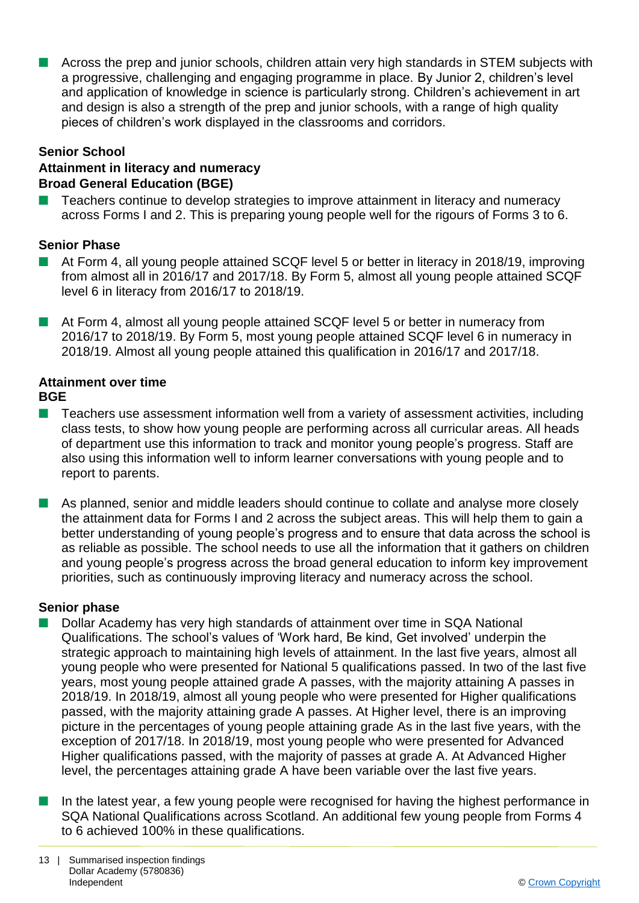- Across the prep and junior schools, children attain very high standards in STEM subjects with a progressive, challenging and engaging programme in place. By Junior 2, children's level and application of knowledge in science is particularly strong. Children's achievement in art and design is also a strength of the prep and junior schools, with a range of high quality pieces of children's work displayed in the classrooms and corridors.

**Senior School**
**Attainment in literacy and numeracy**
**Broad General Education (BGE)**

- Teachers continue to develop strategies to improve attainment in literacy and numeracy across Forms I and 2. This is preparing young people well for the rigours of Forms 3 to 6.

**Senior Phase**

- At Form 4, all young people attained SCQF level 5 or better in literacy in 2018/19, improving from almost all in 2016/17 and 2017/18. By Form 5, almost all young people attained SCQF level 6 in literacy from 2016/17 to 2018/19.
- At Form 4, almost all young people attained SCQF level 5 or better in numeracy from 2016/17 to 2018/19. By Form 5, most young people attained SCQF level 6 in numeracy in 2018/19. Almost all young people attained this qualification in 2016/17 and 2017/18.

**Attainment over time**
**BGE**

- Teachers use assessment information well from a variety of assessment activities, including class tests, to show how young people are performing across all curricular areas. All heads of department use this information to track and monitor young people's progress. Staff are also using this information well to inform learner conversations with young people and to report to parents.
- As planned, senior and middle leaders should continue to collate and analyse more closely the attainment data for Forms I and 2 across the subject areas. This will help them to gain a better understanding of young people's progress and to ensure that data across the school is as reliable as possible. The school needs to use all the information that it gathers on children and young people's progress across the broad general education to inform key improvement priorities, such as continuously improving literacy and numeracy across the school.

**Senior phase**

- Dollar Academy has very high standards of attainment over time in SQA National Qualifications. The school's values of 'Work hard, Be kind, Get involved' underpin the strategic approach to maintaining high levels of attainment. In the last five years, almost all young people who were presented for National 5 qualifications passed. In two of the last five years, most young people attained grade A passes, with the majority attaining A passes in 2018/19. In 2018/19, almost all young people who were presented for Higher qualifications passed, with the majority attaining grade A passes. At Higher level, there is an improving picture in the percentages of young people attaining grade As in the last five years, with the exception of 2017/18. In 2018/19, most young people who were presented for Advanced Higher qualifications passed, with the majority of passes at grade A. At Advanced Higher level, the percentages attaining grade A have been variable over the last five years.
- In the latest year, a few young people were recognised for having the highest performance in SQA National Qualifications across Scotland. An additional few young people from Forms 4 to 6 achieved 100% in these qualifications.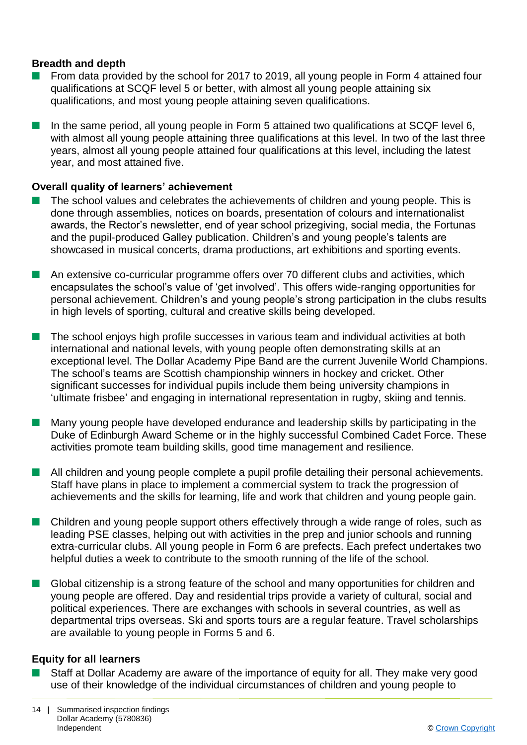### Breadth and depth

- From data provided by the school for 2017 to 2019, all young people in Form 4 attained four qualifications at SCQF level 5 or better, with almost all young people attaining six qualifications, and most young people attaining seven qualifications.
- In the same period, all young people in Form 5 attained two qualifications at SCQF level 6, with almost all young people attaining three qualifications at this level. In two of the last three years, almost all young people attained four qualifications at this level, including the latest year, and most attained five.

### Overall quality of learners' achievement

- The school values and celebrates the achievements of children and young people. This is done through assemblies, notices on boards, presentation of colours and internationalist awards, the Rector's newsletter, end of year school prizegiving, social media, the Fortunas and the pupil-produced Galley publication. Children's and young people's talents are showcased in musical concerts, drama productions, art exhibitions and sporting events.
- An extensive co-curricular programme offers over 70 different clubs and activities, which encapsulates the school's value of 'get involved'. This offers wide-ranging opportunities for personal achievement. Children's and young people's strong participation in the clubs results in high levels of sporting, cultural and creative skills being developed.
- The school enjoys high profile successes in various team and individual activities at both international and national levels, with young people often demonstrating skills at an exceptional level. The Dollar Academy Pipe Band are the current Juvenile World Champions. The school's teams are Scottish championship winners in hockey and cricket. Other significant successes for individual pupils include them being university champions in 'ultimate frisbee' and engaging in international representation in rugby, skiing and tennis.
- Many young people have developed endurance and leadership skills by participating in the Duke of Edinburgh Award Scheme or in the highly successful Combined Cadet Force. These activities promote team building skills, good time management and resilience.
- All children and young people complete a pupil profile detailing their personal achievements. Staff have plans in place to implement a commercial system to track the progression of achievements and the skills for learning, life and work that children and young people gain.
- Children and young people support others effectively through a wide range of roles, such as leading PSE classes, helping out with activities in the prep and junior schools and running extra-curricular clubs. All young people in Form 6 are prefects. Each prefect undertakes two helpful duties a week to contribute to the smooth running of the life of the school.
- Global citizenship is a strong feature of the school and many opportunities for children and young people are offered. Day and residential trips provide a variety of cultural, social and political experiences. There are exchanges with schools in several countries, as well as departmental trips overseas. Ski and sports tours are a regular feature. Travel scholarships are available to young people in Forms 5 and 6.

### Equity for all learners

- Staff at Dollar Academy are aware of the importance of equity for all. They make very good use of their knowledge of the individual circumstances of children and young people to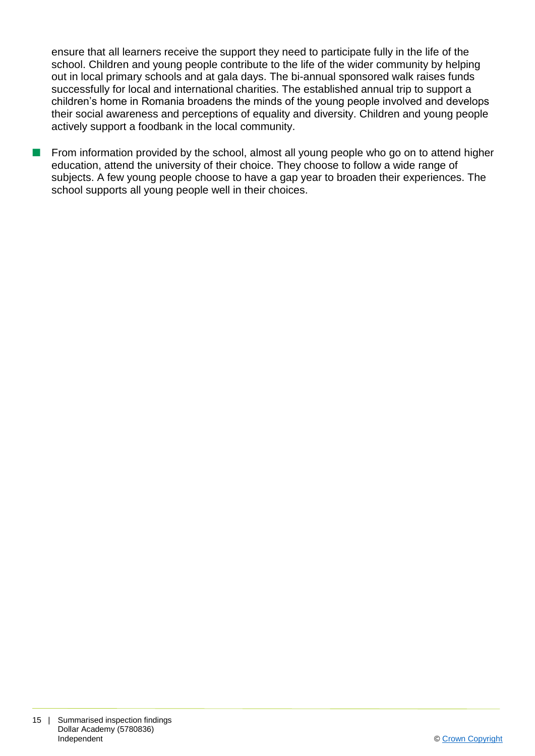ensure that all learners receive the support they need to participate fully in the life of the school. Children and young people contribute to the life of the wider community by helping out in local primary schools and at gala days. The bi-annual sponsored walk raises funds successfully for local and international charities. The established annual trip to support a children's home in Romania broadens the minds of the young people involved and develops their social awareness and perceptions of equality and diversity. Children and young people actively support a foodbank in the local community.

- From information provided by the school, almost all young people who go on to attend higher education, attend the university of their choice. They choose to follow a wide range of subjects. A few young people choose to have a gap year to broaden their experiences. The school supports all young people well in their choices.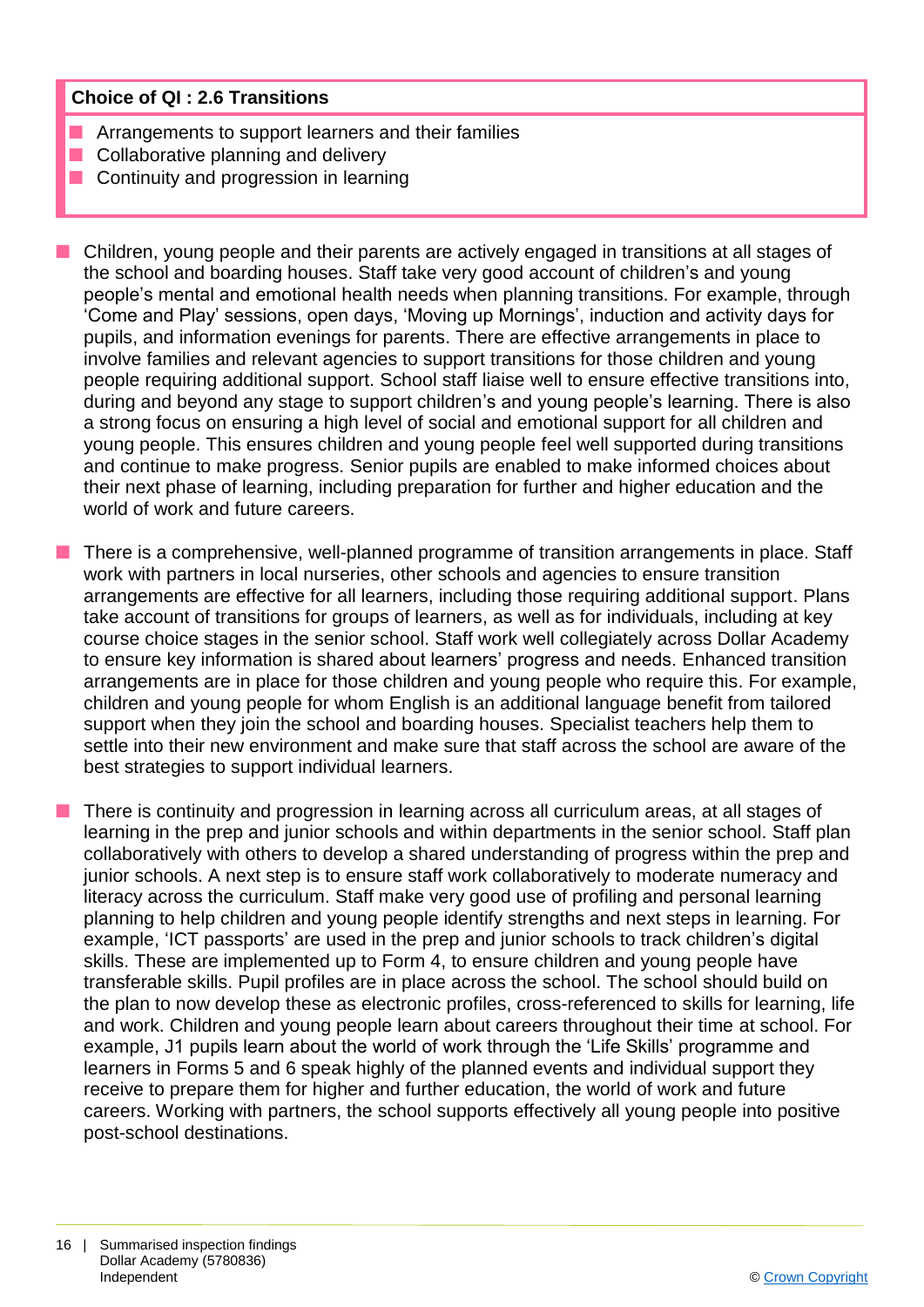**Choice of QI : 2.6 Transitions**

- Arrangements to support learners and their families
- Collaborative planning and delivery
- Continuity and progression in learning

- Children, young people and their parents are actively engaged in transitions at all stages of the school and boarding houses. Staff take very good account of children's and young people's mental and emotional health needs when planning transitions. For example, through 'Come and Play' sessions, open days, 'Moving up Mornings', induction and activity days for pupils, and information evenings for parents. There are effective arrangements in place to involve families and relevant agencies to support transitions for those children and young people requiring additional support. School staff liaise well to ensure effective transitions into, during and beyond any stage to support children's and young people's learning. There is also a strong focus on ensuring a high level of social and emotional support for all children and young people. This ensures children and young people feel well supported during transitions and continue to make progress. Senior pupils are enabled to make informed choices about their next phase of learning, including preparation for further and higher education and the world of work and future careers.

- There is a comprehensive, well-planned programme of transition arrangements in place. Staff work with partners in local nurseries, other schools and agencies to ensure transition arrangements are effective for all learners, including those requiring additional support. Plans take account of transitions for groups of learners, as well as for individuals, including at key course choice stages in the senior school. Staff work well collegiately across Dollar Academy to ensure key information is shared about learners' progress and needs. Enhanced transition arrangements are in place for those children and young people who require this. For example, children and young people for whom English is an additional language benefit from tailored support when they join the school and boarding houses. Specialist teachers help them to settle into their new environment and make sure that staff across the school are aware of the best strategies to support individual learners.

- There is continuity and progression in learning across all curriculum areas, at all stages of learning in the prep and junior schools and within departments in the senior school. Staff plan collaboratively with others to develop a shared understanding of progress within the prep and junior schools. A next step is to ensure staff work collaboratively to moderate numeracy and literacy across the curriculum. Staff make very good use of profiling and personal learning planning to help children and young people identify strengths and next steps in learning. For example, 'ICT passports' are used in the prep and junior schools to track children's digital skills. These are implemented up to Form 4, to ensure children and young people have transferable skills. Pupil profiles are in place across the school. The school should build on the plan to now develop these as electronic profiles, cross-referenced to skills for learning, life and work. Children and young people learn about careers throughout their time at school. For example, J1 pupils learn about the world of work through the 'Life Skills' programme and learners in Forms 5 and 6 speak highly of the planned events and individual support they receive to prepare them for higher and further education, the world of work and future careers. Working with partners, the school supports effectively all young people into positive post-school destinations.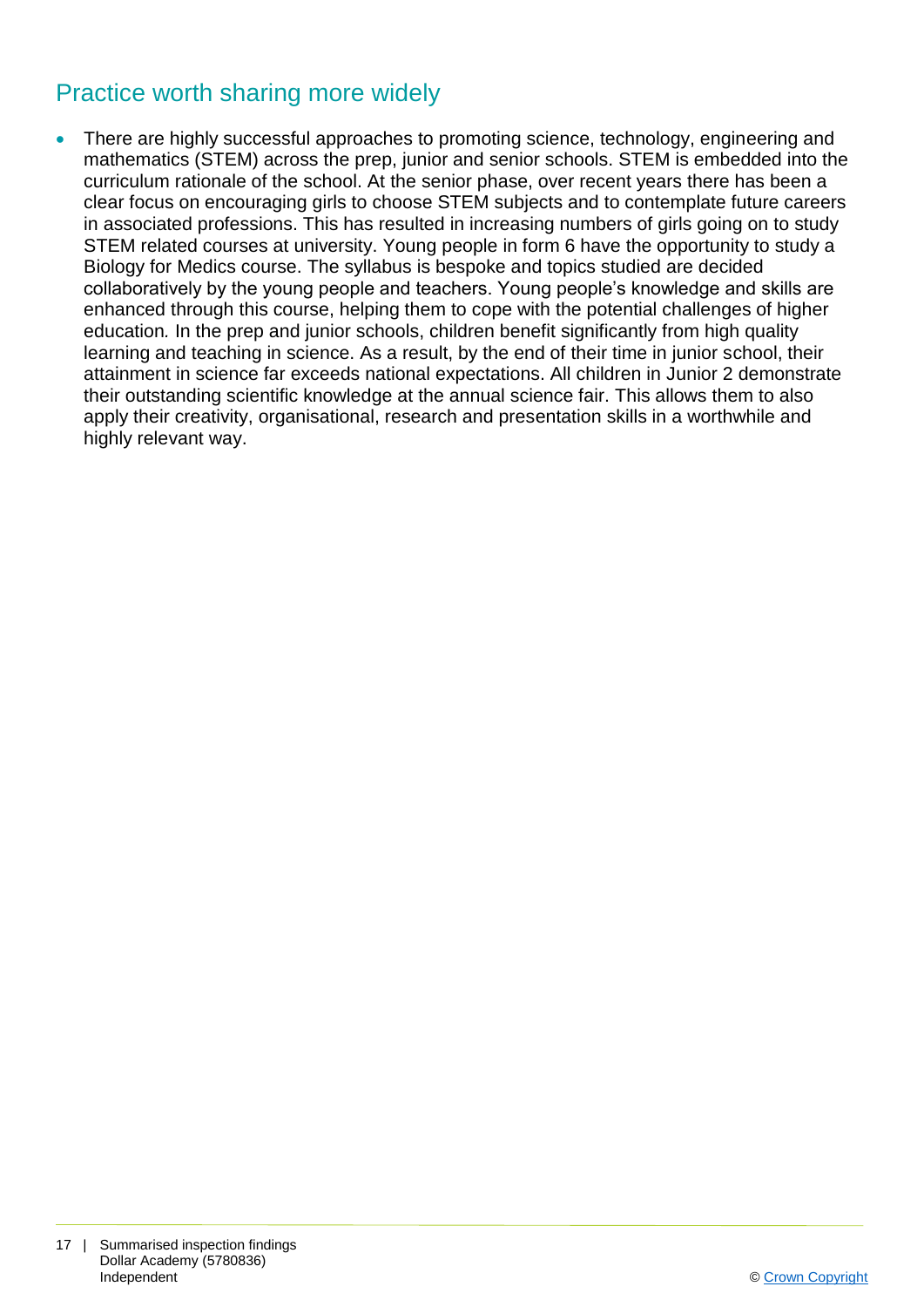## Practice worth sharing more widely

- There are highly successful approaches to promoting science, technology, engineering and mathematics (STEM) across the prep, junior and senior schools. STEM is embedded into the curriculum rationale of the school. At the senior phase, over recent years there has been a clear focus on encouraging girls to choose STEM subjects and to contemplate future careers in associated professions. This has resulted in increasing numbers of girls going on to study STEM related courses at university. Young people in form 6 have the opportunity to study a Biology for Medics course. The syllabus is bespoke and topics studied are decided collaboratively by the young people and teachers. Young people's knowledge and skills are enhanced through this course, helping them to cope with the potential challenges of higher education. In the prep and junior schools, children benefit significantly from high quality learning and teaching in science. As a result, by the end of their time in junior school, their attainment in science far exceeds national expectations. All children in Junior 2 demonstrate their outstanding scientific knowledge at the annual science fair. This allows them to also apply their creativity, organisational, research and presentation skills in a worthwhile and highly relevant way.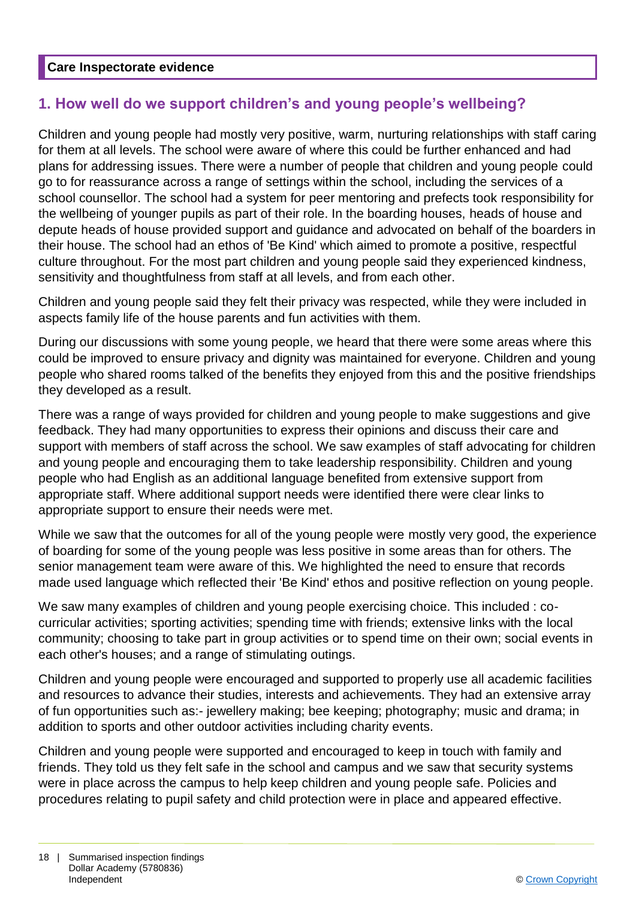**Care Inspectorate evidence**

## 1. How well do we support children's and young people's wellbeing?

Children and young people had mostly very positive, warm, nurturing relationships with staff caring for them at all levels. The school were aware of where this could be further enhanced and had plans for addressing issues. There were a number of people that children and young people could go to for reassurance across a range of settings within the school, including the services of a school counsellor. The school had a system for peer mentoring and prefects took responsibility for the wellbeing of younger pupils as part of their role. In the boarding houses, heads of house and depute heads of house provided support and guidance and advocated on behalf of the boarders in their house. The school had an ethos of 'Be Kind' which aimed to promote a positive, respectful culture throughout. For the most part children and young people said they experienced kindness, sensitivity and thoughtfulness from staff at all levels, and from each other.

Children and young people said they felt their privacy was respected, while they were included in aspects family life of the house parents and fun activities with them.

During our discussions with some young people, we heard that there were some areas where this could be improved to ensure privacy and dignity was maintained for everyone. Children and young people who shared rooms talked of the benefits they enjoyed from this and the positive friendships they developed as a result.

There was a range of ways provided for children and young people to make suggestions and give feedback. They had many opportunities to express their opinions and discuss their care and support with members of staff across the school. We saw examples of staff advocating for children and young people and encouraging them to take leadership responsibility. Children and young people who had English as an additional language benefited from extensive support from appropriate staff. Where additional support needs were identified there were clear links to appropriate support to ensure their needs were met.

While we saw that the outcomes for all of the young people were mostly very good, the experience of boarding for some of the young people was less positive in some areas than for others. The senior management team were aware of this. We highlighted the need to ensure that records made used language which reflected their 'Be Kind' ethos and positive reflection on young people.

We saw many examples of children and young people exercising choice. This included : co-curricular activities; sporting activities; spending time with friends; extensive links with the local community; choosing to take part in group activities or to spend time on their own; social events in each other's houses; and a range of stimulating outings.

Children and young people were encouraged and supported to properly use all academic facilities and resources to advance their studies, interests and achievements. They had an extensive array of fun opportunities such as:- jewellery making; bee keeping; photography; music and drama; in addition to sports and other outdoor activities including charity events.

Children and young people were supported and encouraged to keep in touch with family and friends. They told us they felt safe in the school and campus and we saw that security systems were in place across the campus to help keep children and young people safe. Policies and procedures relating to pupil safety and child protection were in place and appeared effective.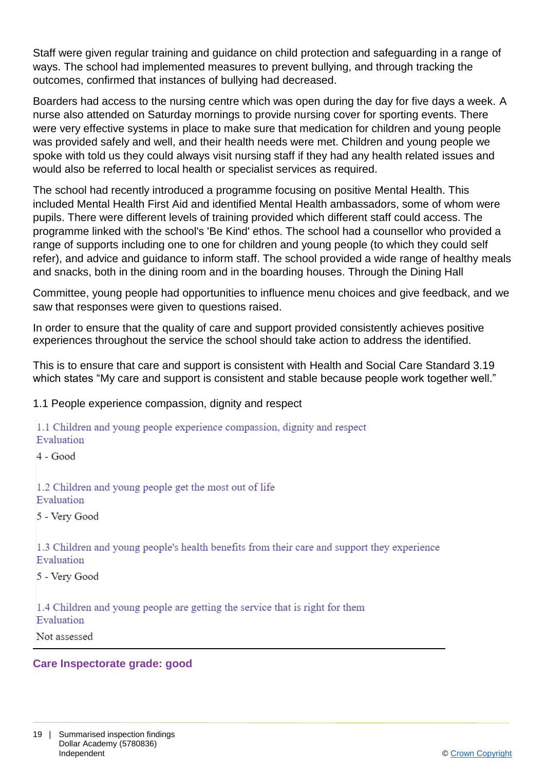Staff were given regular training and guidance on child protection and safeguarding in a range of ways. The school had implemented measures to prevent bullying, and through tracking the outcomes, confirmed that instances of bullying had decreased.

Boarders had access to the nursing centre which was open during the day for five days a week. A nurse also attended on Saturday mornings to provide nursing cover for sporting events. There were very effective systems in place to make sure that medication for children and young people was provided safely and well, and their health needs were met. Children and young people we spoke with told us they could always visit nursing staff if they had any health related issues and would also be referred to local health or specialist services as required.

The school had recently introduced a programme focusing on positive Mental Health. This included Mental Health First Aid and identified Mental Health ambassadors, some of whom were pupils. There were different levels of training provided which different staff could access. The programme linked with the school's 'Be Kind' ethos. The school had a counsellor who provided a range of supports including one to one for children and young people (to which they could self refer), and advice and guidance to inform staff. The school provided a wide range of healthy meals and snacks, both in the dining room and in the boarding houses. Through the Dining Hall

Committee, young people had opportunities to influence menu choices and give feedback, and we saw that responses were given to questions raised.

In order to ensure that the quality of care and support provided consistently achieves positive experiences throughout the service the school should take action to address the identified.

This is to ensure that care and support is consistent with Health and Social Care Standard 3.19 which states “My care and support is consistent and stable because people work together well.”

1.1 People experience compassion, dignity and respect

1.1 Children and young people experience compassion, dignity and respect
Evaluation

4 - Good

1.2 Children and young people get the most out of life
Evaluation

5 - Very Good

1.3 Children and young people's health benefits from their care and support they experience
Evaluation

5 - Very Good

1.4 Children and young people are getting the service that is right for them
Evaluation

Not assessed

---

**Care Inspectorate grade: good**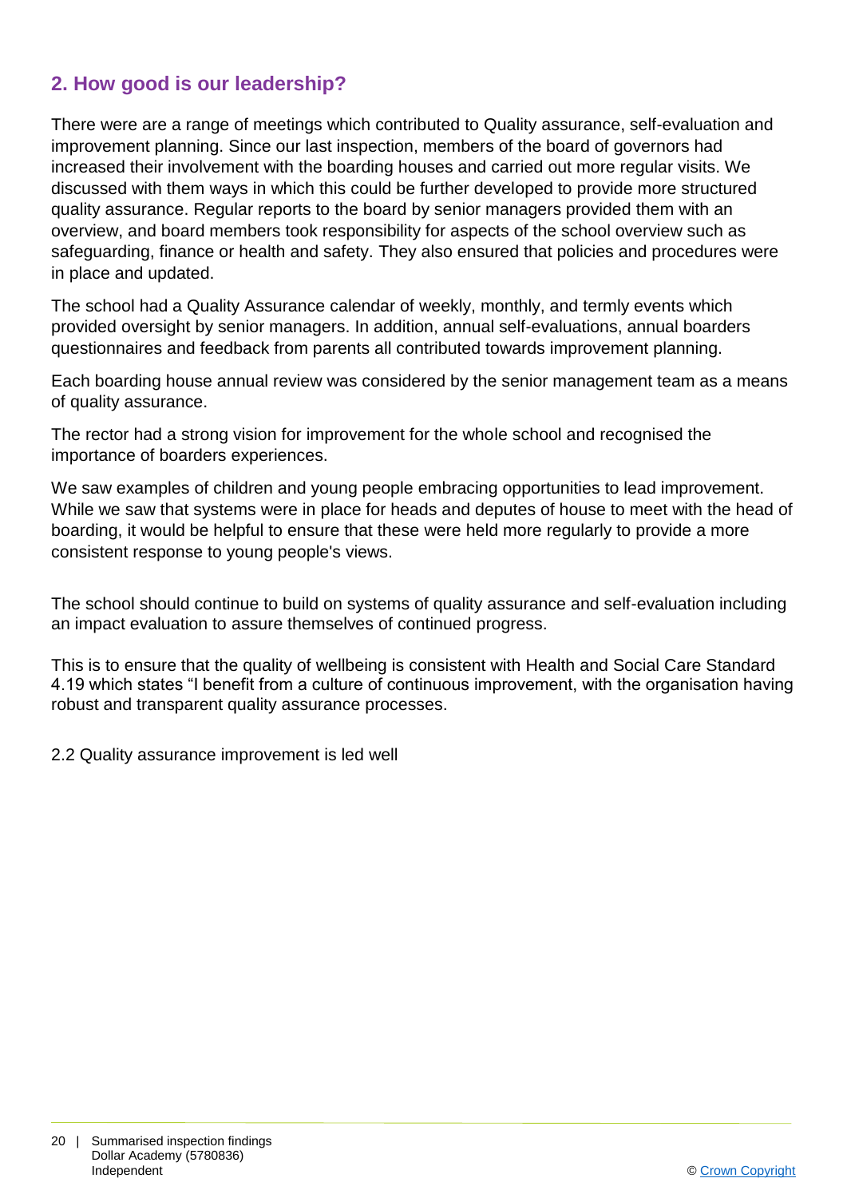## 2. How good is our leadership?

There were are a range of meetings which contributed to Quality assurance, self-evaluation and improvement planning. Since our last inspection, members of the board of governors had increased their involvement with the boarding houses and carried out more regular visits. We discussed with them ways in which this could be further developed to provide more structured quality assurance. Regular reports to the board by senior managers provided them with an overview, and board members took responsibility for aspects of the school overview such as safeguarding, finance or health and safety. They also ensured that policies and procedures were in place and updated.

The school had a Quality Assurance calendar of weekly, monthly, and termly events which provided oversight by senior managers. In addition, annual self-evaluations, annual boarders questionnaires and feedback from parents all contributed towards improvement planning.

Each boarding house annual review was considered by the senior management team as a means of quality assurance.

The rector had a strong vision for improvement for the whole school and recognised the importance of boarders experiences.

We saw examples of children and young people embracing opportunities to lead improvement. While we saw that systems were in place for heads and deputes of house to meet with the head of boarding, it would be helpful to ensure that these were held more regularly to provide a more consistent response to young people's views.

The school should continue to build on systems of quality assurance and self-evaluation including an impact evaluation to assure themselves of continued progress.

This is to ensure that the quality of wellbeing is consistent with Health and Social Care Standard 4.19 which states “I benefit from a culture of continuous improvement, with the organisation having robust and transparent quality assurance processes.

2.2 Quality assurance improvement is led well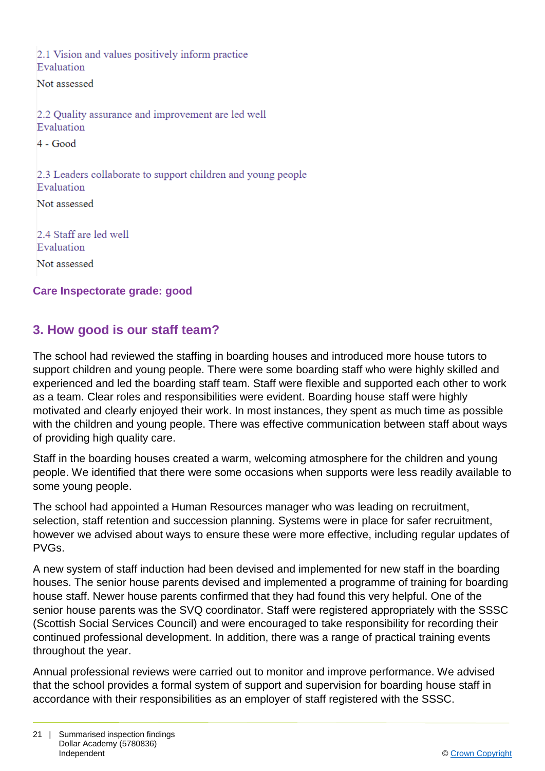2.1 Vision and values positively inform practice
Evaluation

Not assessed

2.2 Quality assurance and improvement are led well
Evaluation

4 - Good

2.3 Leaders collaborate to support children and young people
Evaluation

Not assessed

2.4 Staff are led well
Evaluation

Not assessed

**Care Inspectorate grade: good**

## 3. How good is our staff team?

The school had reviewed the staffing in boarding houses and introduced more house tutors to support children and young people. There were some boarding staff who were highly skilled and experienced and led the boarding staff team. Staff were flexible and supported each other to work as a team. Clear roles and responsibilities were evident. Boarding house staff were highly motivated and clearly enjoyed their work. In most instances, they spent as much time as possible with the children and young people. There was effective communication between staff about ways of providing high quality care.

Staff in the boarding houses created a warm, welcoming atmosphere for the children and young people. We identified that there were some occasions when supports were less readily available to some young people.

The school had appointed a Human Resources manager who was leading on recruitment, selection, staff retention and succession planning. Systems were in place for safer recruitment, however we advised about ways to ensure these were more effective, including regular updates of PVGs.

A new system of staff induction had been devised and implemented for new staff in the boarding houses. The senior house parents devised and implemented a programme of training for boarding house staff. Newer house parents confirmed that they had found this very helpful. One of the senior house parents was the SVQ coordinator. Staff were registered appropriately with the SSSC (Scottish Social Services Council) and were encouraged to take responsibility for recording their continued professional development. In addition, there was a range of practical training events throughout the year.

Annual professional reviews were carried out to monitor and improve performance. We advised that the school provides a formal system of support and supervision for boarding house staff in accordance with their responsibilities as an employer of staff registered with the SSSC.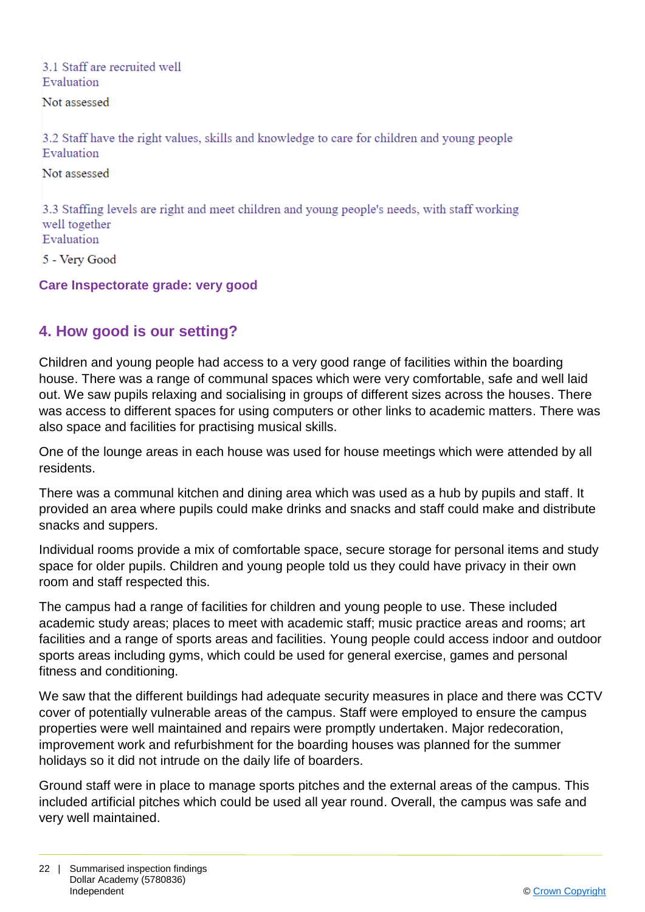3.1 Staff are recruited well
Evaluation

Not assessed

3.2 Staff have the right values, skills and knowledge to care for children and young people
Evaluation

Not assessed

3.3 Staffing levels are right and meet children and young people's needs, with staff working well together
Evaluation

5 - Very Good

**Care Inspectorate grade: very good**

## 4. How good is our setting?

Children and young people had access to a very good range of facilities within the boarding house. There was a range of communal spaces which were very comfortable, safe and well laid out. We saw pupils relaxing and socialising in groups of different sizes across the houses. There was access to different spaces for using computers or other links to academic matters. There was also space and facilities for practising musical skills.

One of the lounge areas in each house was used for house meetings which were attended by all residents.

There was a communal kitchen and dining area which was used as a hub by pupils and staff. It provided an area where pupils could make drinks and snacks and staff could make and distribute snacks and suppers.

Individual rooms provide a mix of comfortable space, secure storage for personal items and study space for older pupils. Children and young people told us they could have privacy in their own room and staff respected this.

The campus had a range of facilities for children and young people to use. These included academic study areas; places to meet with academic staff; music practice areas and rooms; art facilities and a range of sports areas and facilities. Young people could access indoor and outdoor sports areas including gyms, which could be used for general exercise, games and personal fitness and conditioning.

We saw that the different buildings had adequate security measures in place and there was CCTV cover of potentially vulnerable areas of the campus. Staff were employed to ensure the campus properties were well maintained and repairs were promptly undertaken. Major redecoration, improvement work and refurbishment for the boarding houses was planned for the summer holidays so it did not intrude on the daily life of boarders.

Ground staff were in place to manage sports pitches and the external areas of the campus. This included artificial pitches which could be used all year round. Overall, the campus was safe and very well maintained.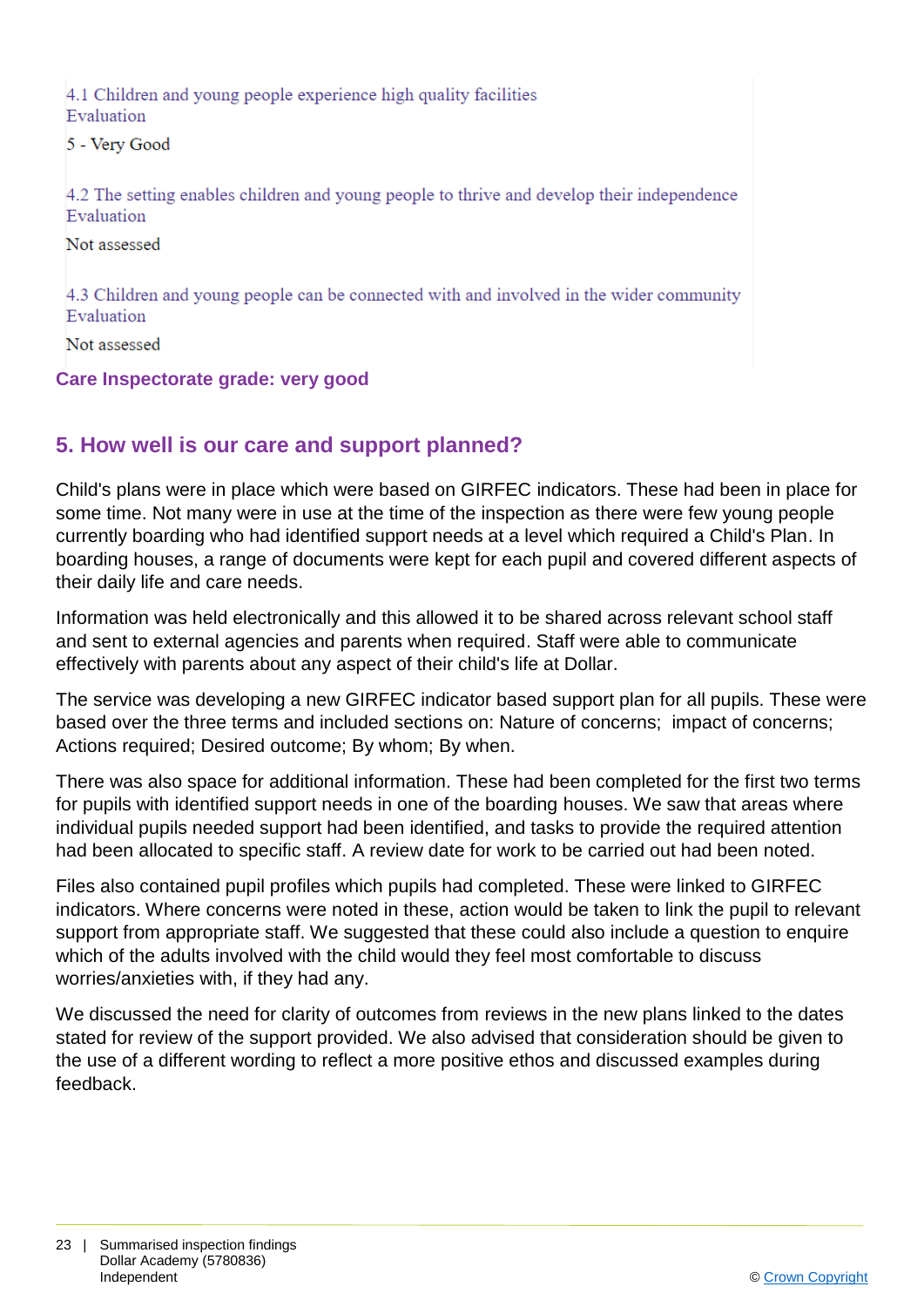4.1 Children and young people experience high quality facilities
Evaluation

5 - Very Good

4.2 The setting enables children and young people to thrive and develop their independence
Evaluation

Not assessed

4.3 Children and young people can be connected with and involved in the wider community
Evaluation

Not assessed

**Care Inspectorate grade: very good**

## 5. How well is our care and support planned?

Child's plans were in place which were based on GIRFEC indicators. These had been in place for some time. Not many were in use at the time of the inspection as there were few young people currently boarding who had identified support needs at a level which required a Child's Plan. In boarding houses, a range of documents were kept for each pupil and covered different aspects of their daily life and care needs.

Information was held electronically and this allowed it to be shared across relevant school staff and sent to external agencies and parents when required. Staff were able to communicate effectively with parents about any aspect of their child's life at Dollar.

The service was developing a new GIRFEC indicator based support plan for all pupils. These were based over the three terms and included sections on: Nature of concerns; impact of concerns; Actions required; Desired outcome; By whom; By when.

There was also space for additional information. These had been completed for the first two terms for pupils with identified support needs in one of the boarding houses. We saw that areas where individual pupils needed support had been identified, and tasks to provide the required attention had been allocated to specific staff. A review date for work to be carried out had been noted.

Files also contained pupil profiles which pupils had completed. These were linked to GIRFEC indicators. Where concerns were noted in these, action would be taken to link the pupil to relevant support from appropriate staff. We suggested that these could also include a question to enquire which of the adults involved with the child would they feel most comfortable to discuss worries/anxieties with, if they had any.

We discussed the need for clarity of outcomes from reviews in the new plans linked to the dates stated for review of the support provided. We also advised that consideration should be given to the use of a different wording to reflect a more positive ethos and discussed examples during feedback.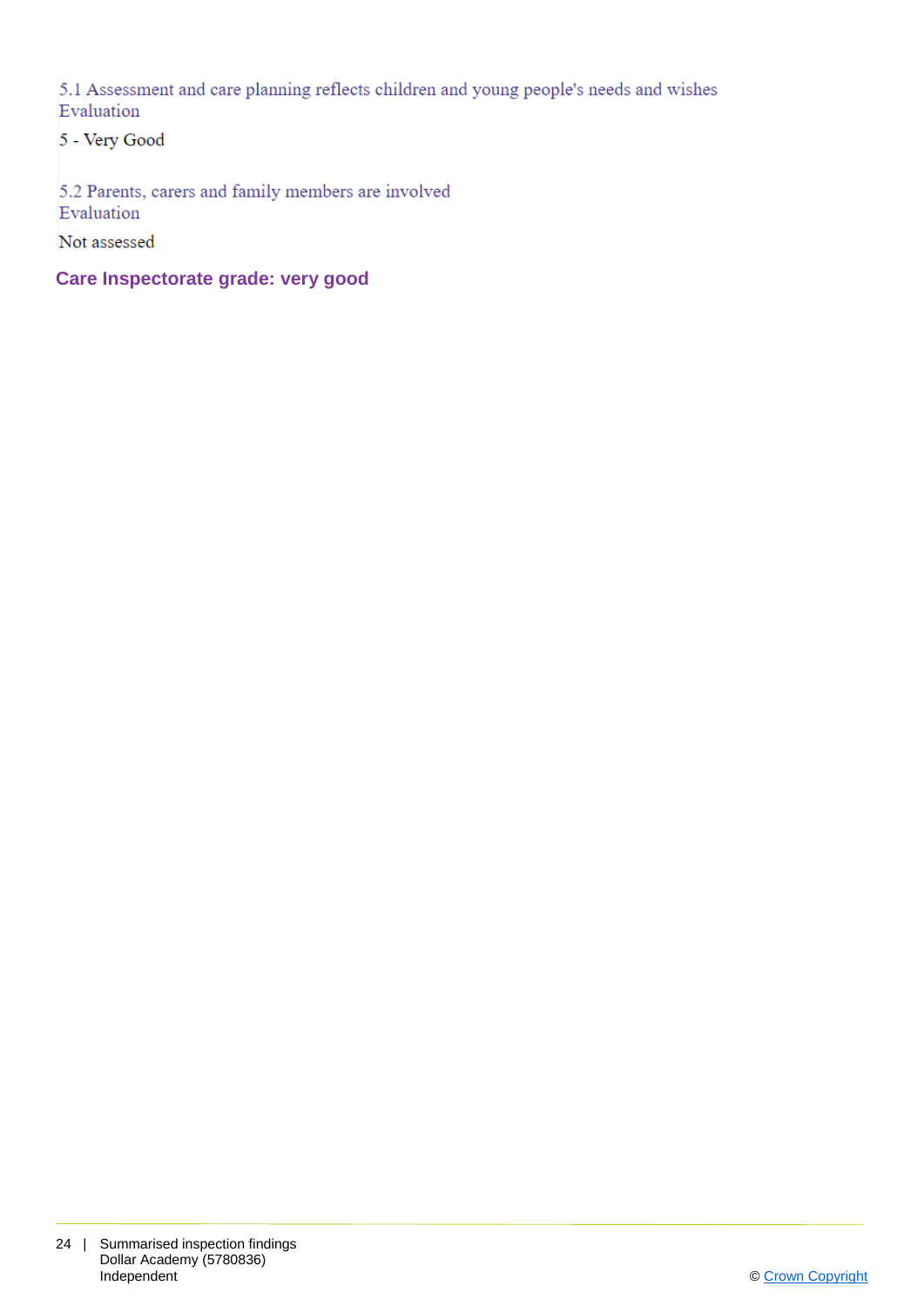5.1 Assessment and care planning reflects children and young people's needs and wishes
Evaluation

5 - Very Good

5.2 Parents, carers and family members are involved
Evaluation

Not assessed

**Care Inspectorate grade: very good**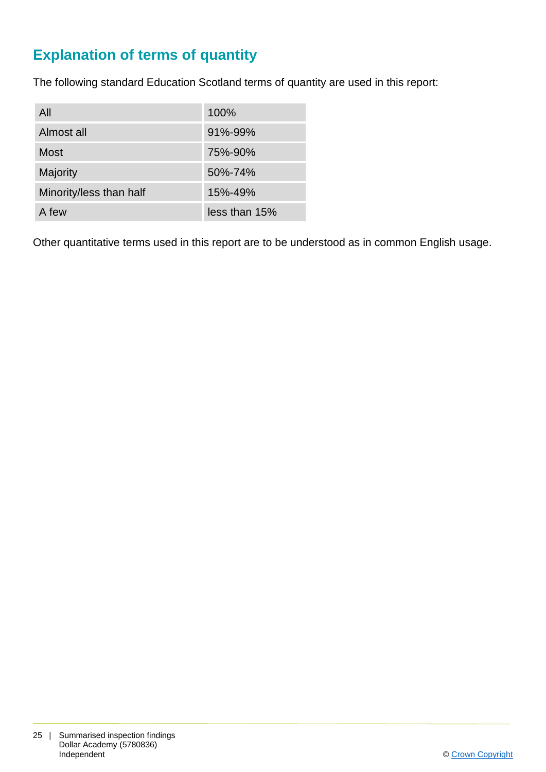## Explanation of terms of quantity

The following standard Education Scotland terms of quantity are used in this report:

| | |
|---|---|
| All | 100% |
| Almost all | 91%-99% |
| Most | 75%-90% |
| Majority | 50%-74% |
| Minority/less than half | 15%-49% |
| A few | less than 15% |

Other quantitative terms used in this report are to be understood as in common English usage.